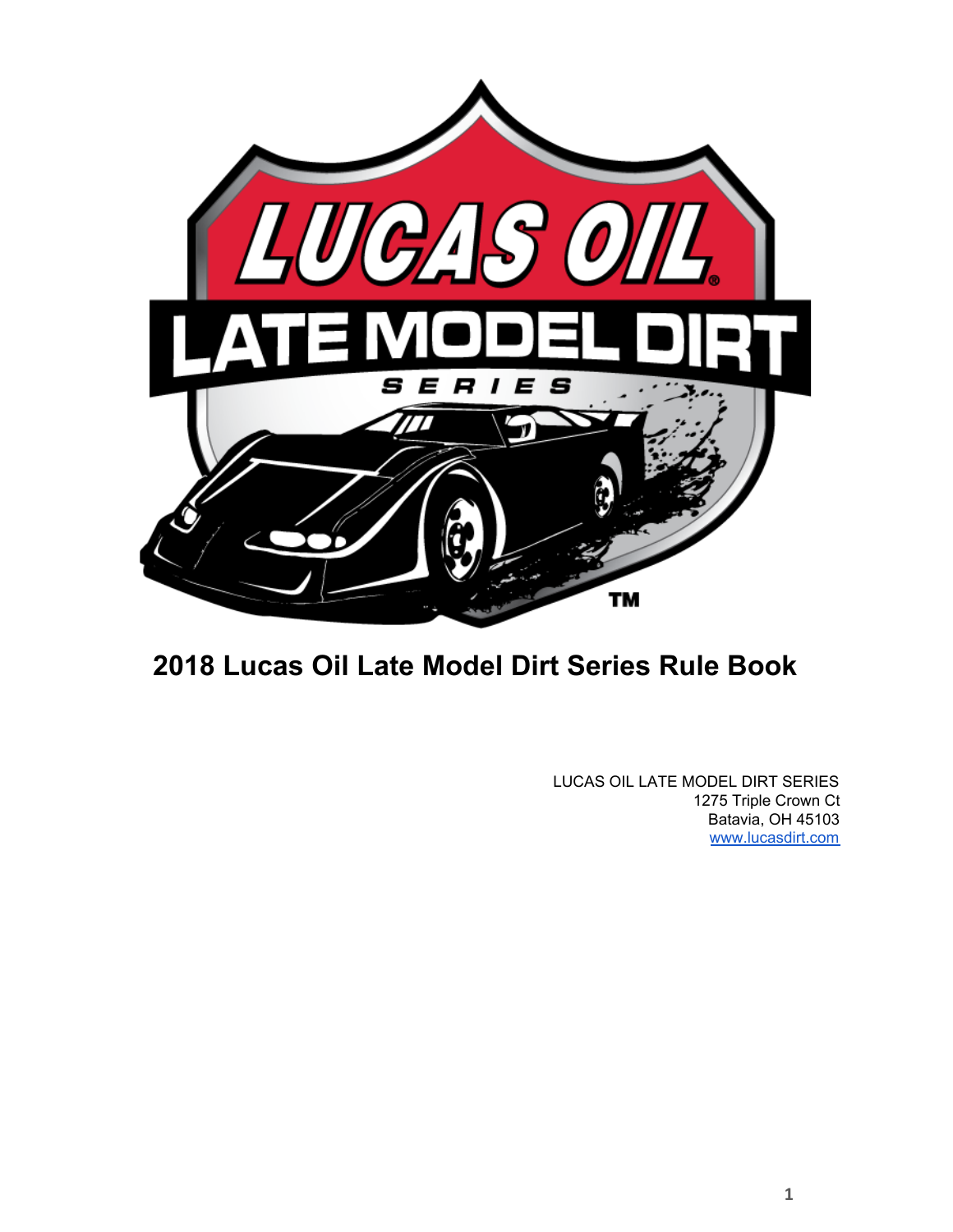# 2018 Lucas Oil Late Model Dirt Series Rule Book

LUCAS OIL LATE MODEL DIRT SERIES
1275 Triple Crown Ct
Batavia, OH 45103
www.lucasdirt.com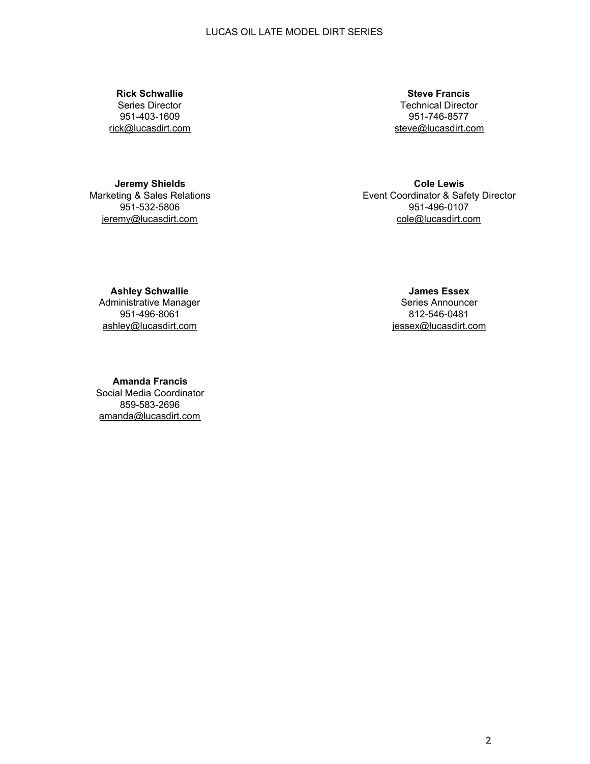**Rick Schwallie**
Series Director
951-403-1609
rick@lucasdirt.com

**Steve Francis**
Technical Director
951-746-8577
steve@lucasdirt.com

**Jeremy Shields**
Marketing & Sales Relations
951-532-5806
jeremy@lucasdirt.com

**Cole Lewis**
Event Coordinator & Safety Director
951-496-0107
cole@lucasdirt.com

**Ashley Schwallie**
Administrative Manager
951-496-8061
ashley@lucasdirt.com

**James Essex**
Series Announcer
812-546-0481
jessex@lucasdirt.com

**Amanda Francis**
Social Media Coordinator
859-583-2696
amanda@lucasdirt.com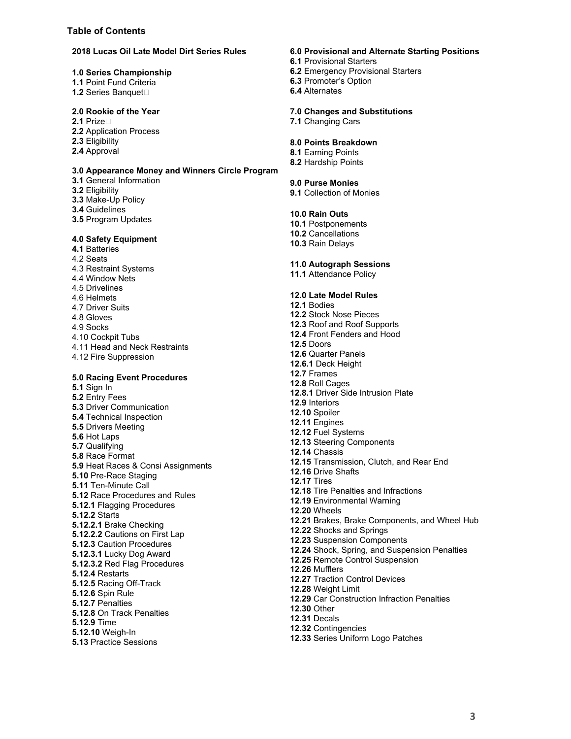# Table of Contents

**2018 Lucas Oil Late Model Dirt Series Rules**

**1.0 Series Championship**
**1.1** Point Fund Criteria
**1.2** Series Banquet

**2.0 Rookie of the Year**
**2.1** Prize
**2.2** Application Process
**2.3** Eligibility
**2.4** Approval

**3.0 Appearance Money and Winners Circle Program**
**3.1** General Information
**3.2** Eligibility
**3.3** Make-Up Policy
**3.4** Guidelines
**3.5** Program Updates

**4.0 Safety Equipment**
**4.1** Batteries
4.2 Seats
4.3 Restraint Systems
4.4 Window Nets
4.5 Drivelines
4.6 Helmets
4.7 Driver Suits
4.8 Gloves
4.9 Socks
4.10 Cockpit Tubs
4.11 Head and Neck Restraints
4.12 Fire Suppression

**5.0 Racing Event Procedures**
**5.1** Sign In
**5.2** Entry Fees
**5.3** Driver Communication
**5.4** Technical Inspection
**5.5** Drivers Meeting
**5.6** Hot Laps
**5.7** Qualifying
**5.8** Race Format
**5.9** Heat Races & Consi Assignments
**5.10** Pre-Race Staging
**5.11** Ten-Minute Call
**5.12** Race Procedures and Rules
**5.12.1** Flagging Procedures
**5.12.2** Starts
**5.12.2.1** Brake Checking
**5.12.2.2** Cautions on First Lap
**5.12.3** Caution Procedures
**5.12.3.1** Lucky Dog Award
**5.12.3.2** Red Flag Procedures
**5.12.4** Restarts
**5.12.5** Racing Off-Track
**5.12.6** Spin Rule
**5.12.7** Penalties
**5.12.8** On Track Penalties
**5.12.9** Time
**5.12.10** Weigh-In
**5.13** Practice Sessions

**6.0 Provisional and Alternate Starting Positions**
**6.1** Provisional Starters
**6.2** Emergency Provisional Starters
**6.3** Promoter's Option
**6.4** Alternates

**7.0 Changes and Substitutions**
**7.1** Changing Cars

**8.0 Points Breakdown**
**8.1** Earning Points
**8.2** Hardship Points

**9.0 Purse Monies**
**9.1** Collection of Monies

**10.0 Rain Outs**
**10.1** Postponements
**10.2** Cancellations
**10.3** Rain Delays

**11.0 Autograph Sessions**
**11.1** Attendance Policy

**12.0 Late Model Rules**
**12.1** Bodies
**12.2** Stock Nose Pieces
**12.3** Roof and Roof Supports
**12.4** Front Fenders and Hood
**12.5** Doors
**12.6** Quarter Panels
**12.6.1** Deck Height
**12.7** Frames
**12.8** Roll Cages
**12.8.1** Driver Side Intrusion Plate
**12.9** Interiors
**12.10** Spoiler
**12.11** Engines
**12.12** Fuel Systems
**12.13** Steering Components
**12.14** Chassis
**12.15** Transmission, Clutch, and Rear End
**12.16** Drive Shafts
**12.17** Tires
**12.18** Tire Penalties and Infractions
**12.19** Environmental Warning
**12.20** Wheels
**12.21** Brakes, Brake Components, and Wheel Hub
**12.22** Shocks and Springs
**12.23** Suspension Components
**12.24** Shock, Spring, and Suspension Penalties
**12.25** Remote Control Suspension
**12.26** Mufflers
**12.27** Traction Control Devices
**12.28** Weight Limit
**12.29** Car Construction Infraction Penalties
**12.30** Other
**12.31** Decals
**12.32** Contingencies
**12.33** Series Uniform Logo Patches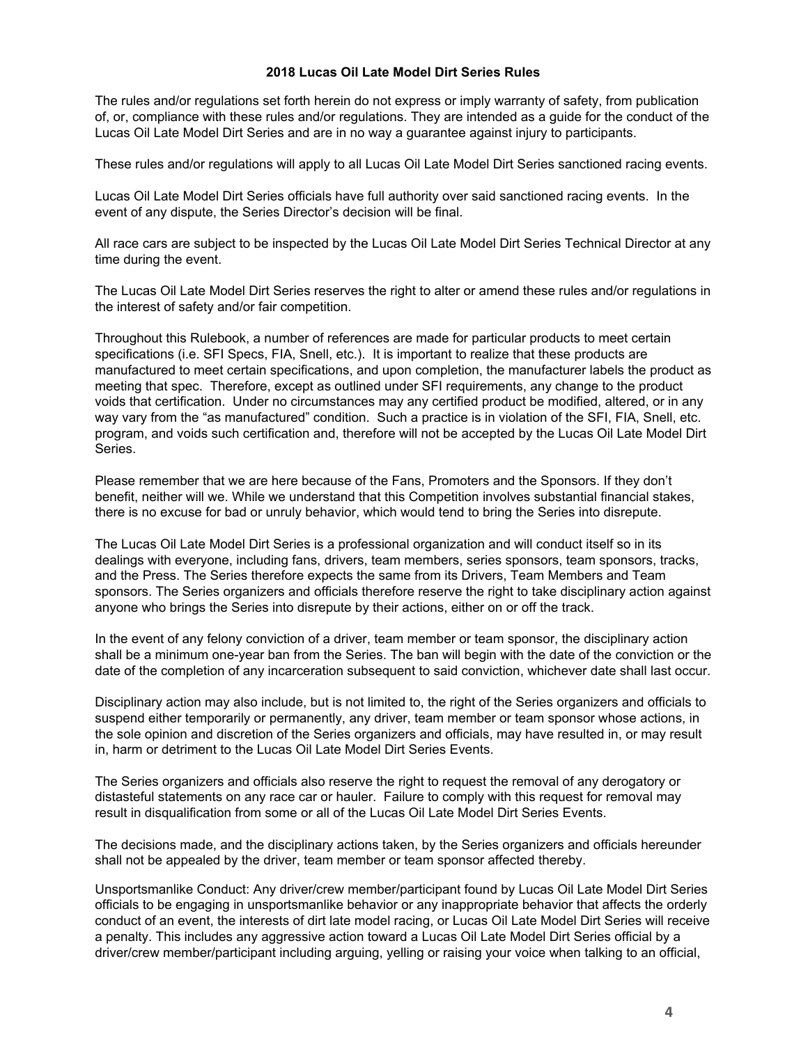# 2018 Lucas Oil Late Model Dirt Series Rules

The rules and/or regulations set forth herein do not express or imply warranty of safety, from publication of, or, compliance with these rules and/or regulations. They are intended as a guide for the conduct of the Lucas Oil Late Model Dirt Series and are in no way a guarantee against injury to participants.

These rules and/or regulations will apply to all Lucas Oil Late Model Dirt Series sanctioned racing events.

Lucas Oil Late Model Dirt Series officials have full authority over said sanctioned racing events. In the event of any dispute, the Series Director's decision will be final.

All race cars are subject to be inspected by the Lucas Oil Late Model Dirt Series Technical Director at any time during the event.

The Lucas Oil Late Model Dirt Series reserves the right to alter or amend these rules and/or regulations in the interest of safety and/or fair competition.

Throughout this Rulebook, a number of references are made for particular products to meet certain specifications (i.e. SFI Specs, FIA, Snell, etc.). It is important to realize that these products are manufactured to meet certain specifications, and upon completion, the manufacturer labels the product as meeting that spec. Therefore, except as outlined under SFI requirements, any change to the product voids that certification. Under no circumstances may any certified product be modified, altered, or in any way vary from the "as manufactured" condition. Such a practice is in violation of the SFI, FIA, Snell, etc. program, and voids such certification and, therefore will not be accepted by the Lucas Oil Late Model Dirt Series.

Please remember that we are here because of the Fans, Promoters and the Sponsors. If they don't benefit, neither will we. While we understand that this Competition involves substantial financial stakes, there is no excuse for bad or unruly behavior, which would tend to bring the Series into disrepute.

The Lucas Oil Late Model Dirt Series is a professional organization and will conduct itself so in its dealings with everyone, including fans, drivers, team members, series sponsors, team sponsors, tracks, and the Press. The Series therefore expects the same from its Drivers, Team Members and Team sponsors. The Series organizers and officials therefore reserve the right to take disciplinary action against anyone who brings the Series into disrepute by their actions, either on or off the track.

In the event of any felony conviction of a driver, team member or team sponsor, the disciplinary action shall be a minimum one-year ban from the Series. The ban will begin with the date of the conviction or the date of the completion of any incarceration subsequent to said conviction, whichever date shall last occur.

Disciplinary action may also include, but is not limited to, the right of the Series organizers and officials to suspend either temporarily or permanently, any driver, team member or team sponsor whose actions, in the sole opinion and discretion of the Series organizers and officials, may have resulted in, or may result in, harm or detriment to the Lucas Oil Late Model Dirt Series Events.

The Series organizers and officials also reserve the right to request the removal of any derogatory or distasteful statements on any race car or hauler. Failure to comply with this request for removal may result in disqualification from some or all of the Lucas Oil Late Model Dirt Series Events.

The decisions made, and the disciplinary actions taken, by the Series organizers and officials hereunder shall not be appealed by the driver, team member or team sponsor affected thereby.

Unsportsmanlike Conduct: Any driver/crew member/participant found by Lucas Oil Late Model Dirt Series officials to be engaging in unsportsmanlike behavior or any inappropriate behavior that affects the orderly conduct of an event, the interests of dirt late model racing, or Lucas Oil Late Model Dirt Series will receive a penalty. This includes any aggressive action toward a Lucas Oil Late Model Dirt Series official by a driver/crew member/participant including arguing, yelling or raising your voice when talking to an official,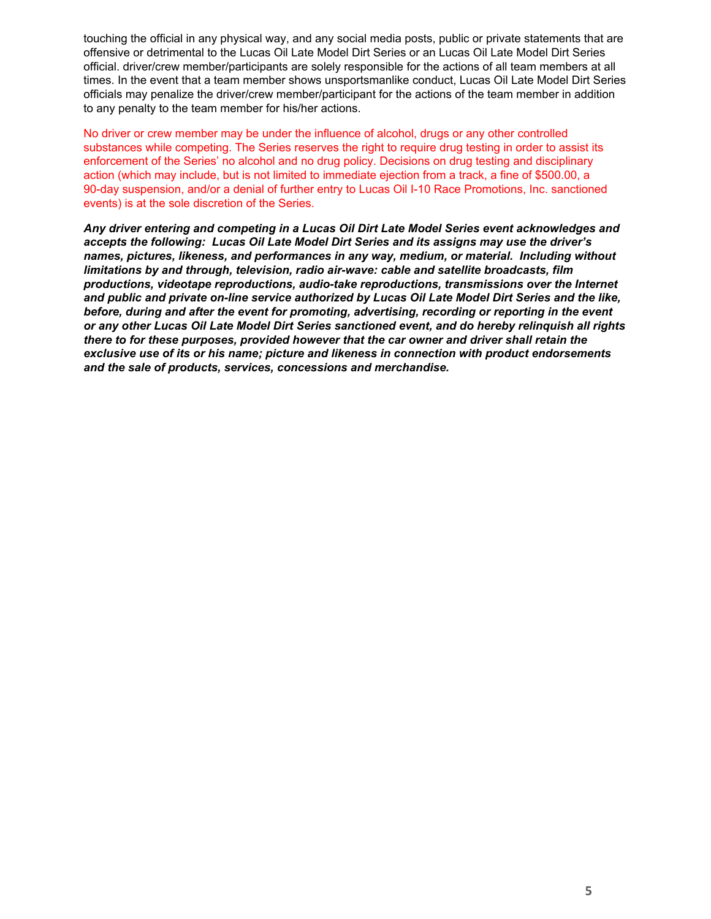touching the official in any physical way, and any social media posts, public or private statements that are offensive or detrimental to the Lucas Oil Late Model Dirt Series or an Lucas Oil Late Model Dirt Series official. driver/crew member/participants are solely responsible for the actions of all team members at all times. In the event that a team member shows unsportsmanlike conduct, Lucas Oil Late Model Dirt Series officials may penalize the driver/crew member/participant for the actions of the team member in addition to any penalty to the team member for his/her actions.

No driver or crew member may be under the influence of alcohol, drugs or any other controlled substances while competing. The Series reserves the right to require drug testing in order to assist its enforcement of the Series' no alcohol and no drug policy. Decisions on drug testing and disciplinary action (which may include, but is not limited to immediate ejection from a track, a fine of $500.00, a 90-day suspension, and/or a denial of further entry to Lucas Oil I-10 Race Promotions, Inc. sanctioned events) is at the sole discretion of the Series.

***Any driver entering and competing in a Lucas Oil Dirt Late Model Series event acknowledges and accepts the following: Lucas Oil Late Model Dirt Series and its assigns may use the driver's names, pictures, likeness, and performances in any way, medium, or material. Including without limitations by and through, television, radio air-wave: cable and satellite broadcasts, film productions, videotape reproductions, audio-take reproductions, transmissions over the Internet and public and private on-line service authorized by Lucas Oil Late Model Dirt Series and the like, before, during and after the event for promoting, advertising, recording or reporting in the event or any other Lucas Oil Late Model Dirt Series sanctioned event, and do hereby relinquish all rights there to for these purposes, provided however that the car owner and driver shall retain the exclusive use of its or his name; picture and likeness in connection with product endorsements and the sale of products, services, concessions and merchandise.***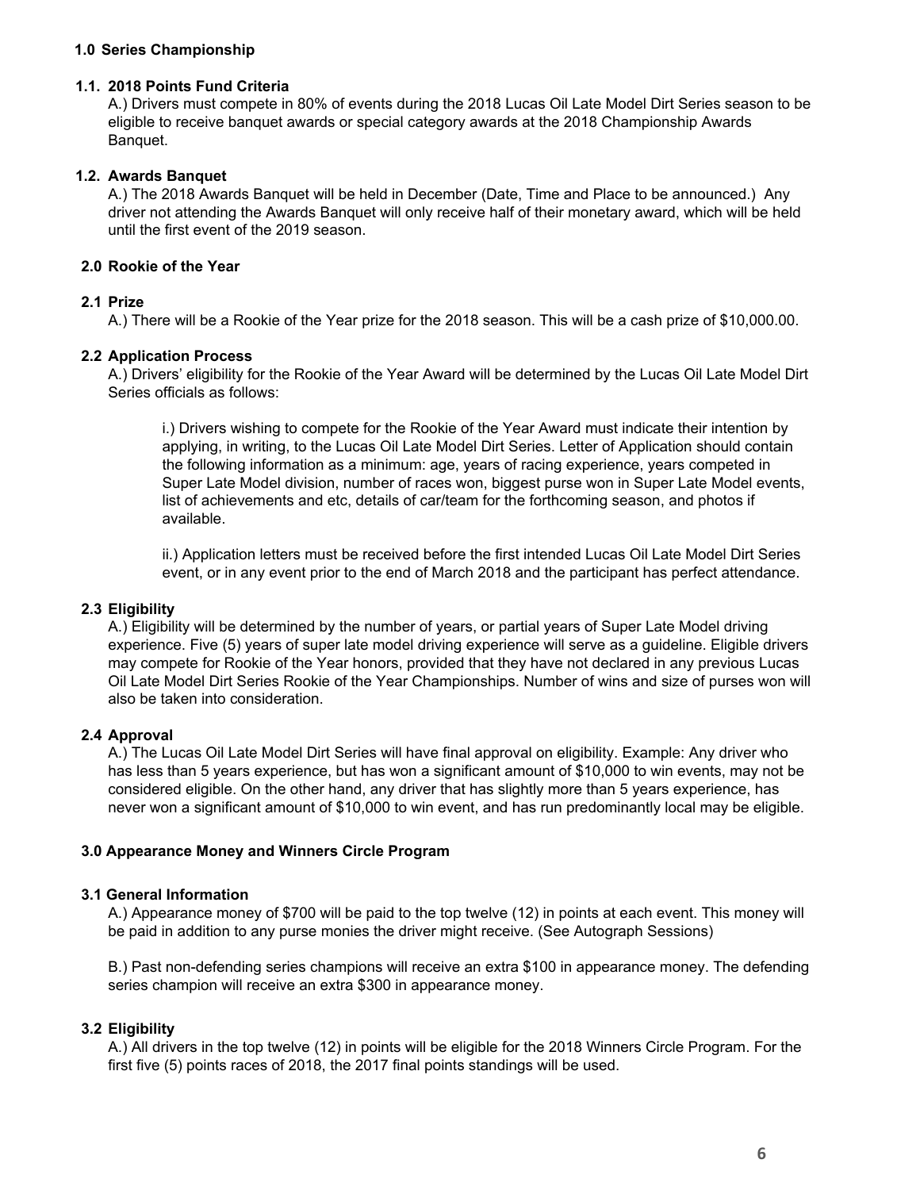## 1.0 Series Championship

### 1.1. 2018 Points Fund Criteria

A.) Drivers must compete in 80% of events during the 2018 Lucas Oil Late Model Dirt Series season to be eligible to receive banquet awards or special category awards at the 2018 Championship Awards Banquet.

### 1.2. Awards Banquet

A.) The 2018 Awards Banquet will be held in December (Date, Time and Place to be announced.) Any driver not attending the Awards Banquet will only receive half of their monetary award, which will be held until the first event of the 2019 season.

## 2.0 Rookie of the Year

### 2.1 Prize

A.) There will be a Rookie of the Year prize for the 2018 season. This will be a cash prize of $10,000.00.

### 2.2 Application Process

A.) Drivers' eligibility for the Rookie of the Year Award will be determined by the Lucas Oil Late Model Dirt Series officials as follows:

i.) Drivers wishing to compete for the Rookie of the Year Award must indicate their intention by applying, in writing, to the Lucas Oil Late Model Dirt Series. Letter of Application should contain the following information as a minimum: age, years of racing experience, years competed in Super Late Model division, number of races won, biggest purse won in Super Late Model events, list of achievements and etc, details of car/team for the forthcoming season, and photos if available.

ii.) Application letters must be received before the first intended Lucas Oil Late Model Dirt Series event, or in any event prior to the end of March 2018 and the participant has perfect attendance.

### 2.3 Eligibility

A.) Eligibility will be determined by the number of years, or partial years of Super Late Model driving experience. Five (5) years of super late model driving experience will serve as a guideline. Eligible drivers may compete for Rookie of the Year honors, provided that they have not declared in any previous Lucas Oil Late Model Dirt Series Rookie of the Year Championships. Number of wins and size of purses won will also be taken into consideration.

### 2.4 Approval

A.) The Lucas Oil Late Model Dirt Series will have final approval on eligibility. Example: Any driver who has less than 5 years experience, but has won a significant amount of $10,000 to win events, may not be considered eligible. On the other hand, any driver that has slightly more than 5 years experience, has never won a significant amount of $10,000 to win event, and has run predominantly local may be eligible.

## 3.0 Appearance Money and Winners Circle Program

### 3.1 General Information

A.) Appearance money of $700 will be paid to the top twelve (12) in points at each event. This money will be paid in addition to any purse monies the driver might receive. (See Autograph Sessions)

B.) Past non-defending series champions will receive an extra $100 in appearance money. The defending series champion will receive an extra $300 in appearance money.

### 3.2 Eligibility

A.) All drivers in the top twelve (12) in points will be eligible for the 2018 Winners Circle Program. For the first five (5) points races of 2018, the 2017 final points standings will be used.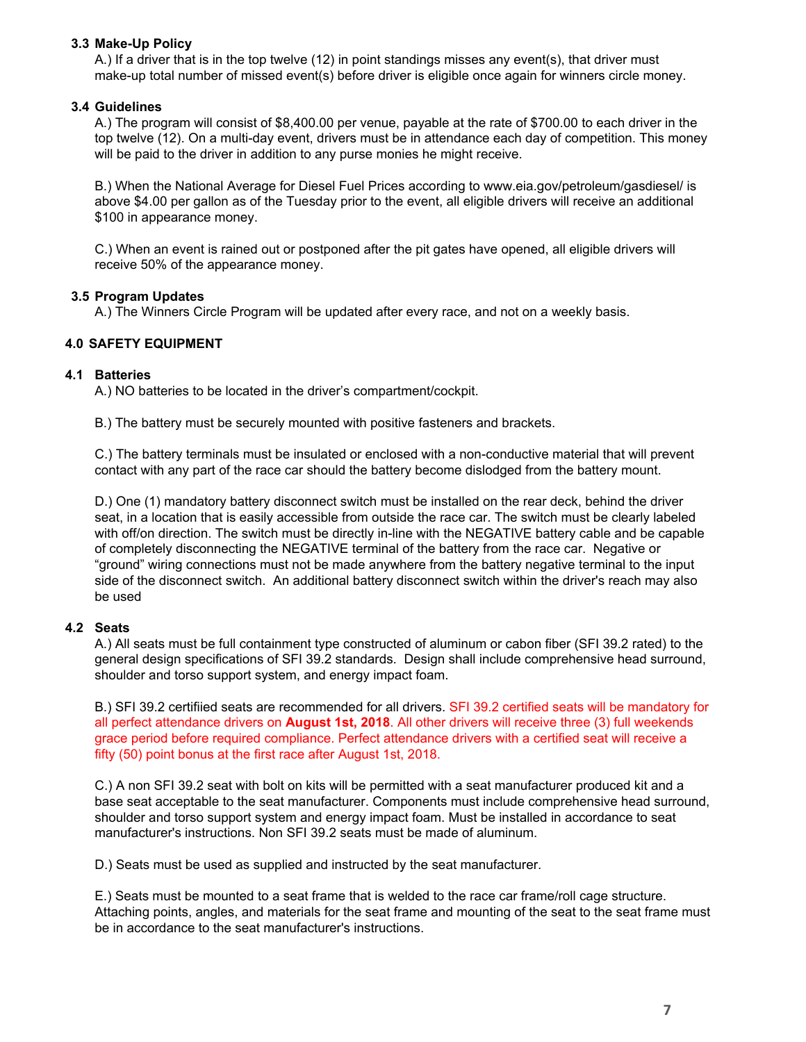### 3.3 Make-Up Policy

A.) If a driver that is in the top twelve (12) in point standings misses any event(s), that driver must make-up total number of missed event(s) before driver is eligible once again for winners circle money.

### 3.4 Guidelines

A.) The program will consist of $8,400.00 per venue, payable at the rate of $700.00 to each driver in the top twelve (12). On a multi-day event, drivers must be in attendance each day of competition. This money will be paid to the driver in addition to any purse monies he might receive.

B.) When the National Average for Diesel Fuel Prices according to www.eia.gov/petroleum/gasdiesel/ is above $4.00 per gallon as of the Tuesday prior to the event, all eligible drivers will receive an additional $100 in appearance money.

C.) When an event is rained out or postponed after the pit gates have opened, all eligible drivers will receive 50% of the appearance money.

### 3.5 Program Updates

A.) The Winners Circle Program will be updated after every race, and not on a weekly basis.

## 4.0 SAFETY EQUIPMENT

### 4.1 Batteries

A.) NO batteries to be located in the driver's compartment/cockpit.

B.) The battery must be securely mounted with positive fasteners and brackets.

C.) The battery terminals must be insulated or enclosed with a non-conductive material that will prevent contact with any part of the race car should the battery become dislodged from the battery mount.

D.) One (1) mandatory battery disconnect switch must be installed on the rear deck, behind the driver seat, in a location that is easily accessible from outside the race car. The switch must be clearly labeled with off/on direction. The switch must be directly in-line with the NEGATIVE battery cable and be capable of completely disconnecting the NEGATIVE terminal of the battery from the race car. Negative or "ground" wiring connections must not be made anywhere from the battery negative terminal to the input side of the disconnect switch. An additional battery disconnect switch within the driver's reach may also be used

### 4.2 Seats

A.) All seats must be full containment type constructed of aluminum or cabon fiber (SFI 39.2 rated) to the general design specifications of SFI 39.2 standards. Design shall include comprehensive head surround, shoulder and torso support system, and energy impact foam.

B.) SFI 39.2 certifiied seats are recommended for all drivers. SFI 39.2 certified seats will be mandatory for all perfect attendance drivers on **August 1st, 2018**. All other drivers will receive three (3) full weekends grace period before required compliance. Perfect attendance drivers with a certified seat will receive a fifty (50) point bonus at the first race after August 1st, 2018.

C.) A non SFI 39.2 seat with bolt on kits will be permitted with a seat manufacturer produced kit and a base seat acceptable to the seat manufacturer. Components must include comprehensive head surround, shoulder and torso support system and energy impact foam. Must be installed in accordance to seat manufacturer's instructions. Non SFI 39.2 seats must be made of aluminum.

D.) Seats must be used as supplied and instructed by the seat manufacturer.

E.) Seats must be mounted to a seat frame that is welded to the race car frame/roll cage structure. Attaching points, angles, and materials for the seat frame and mounting of the seat to the seat frame must be in accordance to the seat manufacturer's instructions.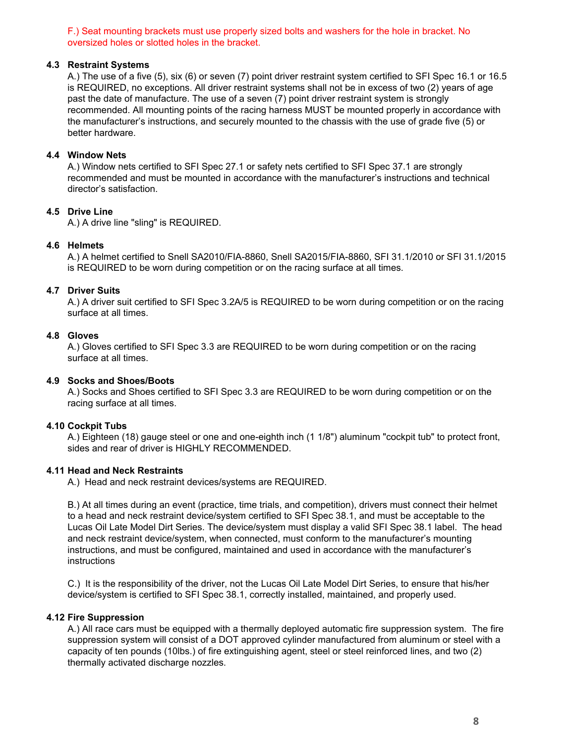F.) Seat mounting brackets must use properly sized bolts and washers for the hole in bracket. No oversized holes or slotted holes in the bracket.

### 4.3 Restraint Systems

A.) The use of a five (5), six (6) or seven (7) point driver restraint system certified to SFI Spec 16.1 or 16.5 is REQUIRED, no exceptions. All driver restraint systems shall not be in excess of two (2) years of age past the date of manufacture. The use of a seven (7) point driver restraint system is strongly recommended. All mounting points of the racing harness MUST be mounted properly in accordance with the manufacturer's instructions, and securely mounted to the chassis with the use of grade five (5) or better hardware.

### 4.4 Window Nets

A.) Window nets certified to SFI Spec 27.1 or safety nets certified to SFI Spec 37.1 are strongly recommended and must be mounted in accordance with the manufacturer's instructions and technical director's satisfaction.

### 4.5 Drive Line

A.) A drive line "sling" is REQUIRED.

### 4.6 Helmets

A.) A helmet certified to Snell SA2010/FIA-8860, Snell SA2015/FIA-8860, SFI 31.1/2010 or SFI 31.1/2015 is REQUIRED to be worn during competition or on the racing surface at all times.

### 4.7 Driver Suits

A.) A driver suit certified to SFI Spec 3.2A/5 is REQUIRED to be worn during competition or on the racing surface at all times.

### 4.8 Gloves

A.) Gloves certified to SFI Spec 3.3 are REQUIRED to be worn during competition or on the racing surface at all times.

### 4.9 Socks and Shoes/Boots

A.) Socks and Shoes certified to SFI Spec 3.3 are REQUIRED to be worn during competition or on the racing surface at all times.

### 4.10 Cockpit Tubs

A.) Eighteen (18) gauge steel or one and one-eighth inch (1 1/8") aluminum "cockpit tub" to protect front, sides and rear of driver is HIGHLY RECOMMENDED.

### 4.11 Head and Neck Restraints

A.) Head and neck restraint devices/systems are REQUIRED.

B.) At all times during an event (practice, time trials, and competition), drivers must connect their helmet to a head and neck restraint device/system certified to SFI Spec 38.1, and must be acceptable to the Lucas Oil Late Model Dirt Series. The device/system must display a valid SFI Spec 38.1 label. The head and neck restraint device/system, when connected, must conform to the manufacturer's mounting instructions, and must be configured, maintained and used in accordance with the manufacturer's instructions

C.) It is the responsibility of the driver, not the Lucas Oil Late Model Dirt Series, to ensure that his/her device/system is certified to SFI Spec 38.1, correctly installed, maintained, and properly used.

### 4.12 Fire Suppression

A.) All race cars must be equipped with a thermally deployed automatic fire suppression system. The fire suppression system will consist of a DOT approved cylinder manufactured from aluminum or steel with a capacity of ten pounds (10lbs.) of fire extinguishing agent, steel or steel reinforced lines, and two (2) thermally activated discharge nozzles.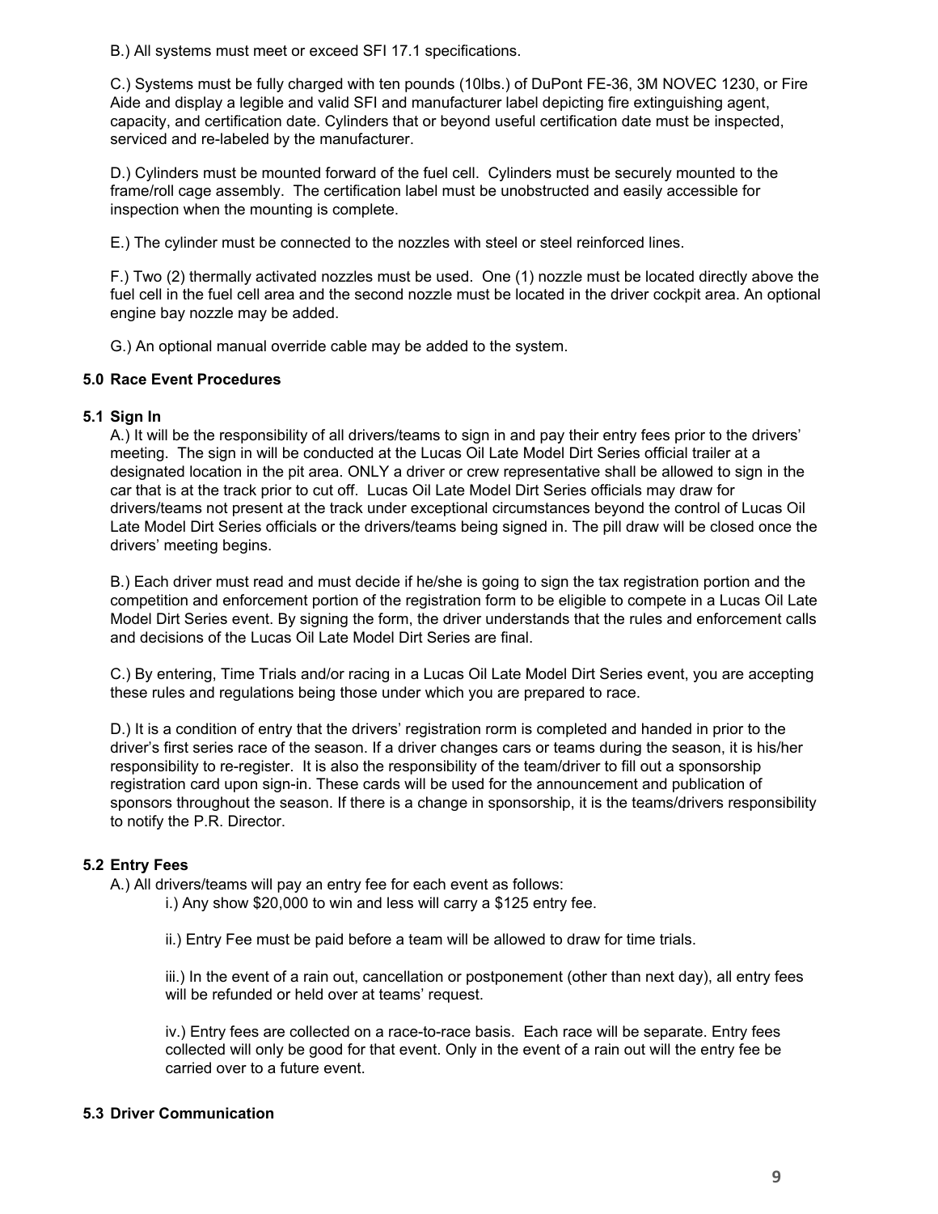B.) All systems must meet or exceed SFI 17.1 specifications.

C.) Systems must be fully charged with ten pounds (10lbs.) of DuPont FE-36, 3M NOVEC 1230, or Fire Aide and display a legible and valid SFI and manufacturer label depicting fire extinguishing agent, capacity, and certification date. Cylinders that or beyond useful certification date must be inspected, serviced and re-labeled by the manufacturer.

D.) Cylinders must be mounted forward of the fuel cell. Cylinders must be securely mounted to the frame/roll cage assembly. The certification label must be unobstructed and easily accessible for inspection when the mounting is complete.

E.) The cylinder must be connected to the nozzles with steel or steel reinforced lines.

F.) Two (2) thermally activated nozzles must be used. One (1) nozzle must be located directly above the fuel cell in the fuel cell area and the second nozzle must be located in the driver cockpit area. An optional engine bay nozzle may be added.

G.) An optional manual override cable may be added to the system.

**5.0 Race Event Procedures**

**5.1 Sign In**

A.) It will be the responsibility of all drivers/teams to sign in and pay their entry fees prior to the drivers' meeting. The sign in will be conducted at the Lucas Oil Late Model Dirt Series official trailer at a designated location in the pit area. ONLY a driver or crew representative shall be allowed to sign in the car that is at the track prior to cut off. Lucas Oil Late Model Dirt Series officials may draw for drivers/teams not present at the track under exceptional circumstances beyond the control of Lucas Oil Late Model Dirt Series officials or the drivers/teams being signed in. The pill draw will be closed once the drivers' meeting begins.

B.) Each driver must read and must decide if he/she is going to sign the tax registration portion and the competition and enforcement portion of the registration form to be eligible to compete in a Lucas Oil Late Model Dirt Series event. By signing the form, the driver understands that the rules and enforcement calls and decisions of the Lucas Oil Late Model Dirt Series are final.

C.) By entering, Time Trials and/or racing in a Lucas Oil Late Model Dirt Series event, you are accepting these rules and regulations being those under which you are prepared to race.

D.) It is a condition of entry that the drivers' registration rorm is completed and handed in prior to the driver's first series race of the season. If a driver changes cars or teams during the season, it is his/her responsibility to re-register. It is also the responsibility of the team/driver to fill out a sponsorship registration card upon sign-in. These cards will be used for the announcement and publication of sponsors throughout the season. If there is a change in sponsorship, it is the teams/drivers responsibility to notify the P.R. Director.

**5.2 Entry Fees**

A.) All drivers/teams will pay an entry fee for each event as follows:

i.) Any show $20,000 to win and less will carry a $125 entry fee.

ii.) Entry Fee must be paid before a team will be allowed to draw for time trials.

iii.) In the event of a rain out, cancellation or postponement (other than next day), all entry fees will be refunded or held over at teams' request.

iv.) Entry fees are collected on a race-to-race basis. Each race will be separate. Entry fees collected will only be good for that event. Only in the event of a rain out will the entry fee be carried over to a future event.

**5.3 Driver Communication**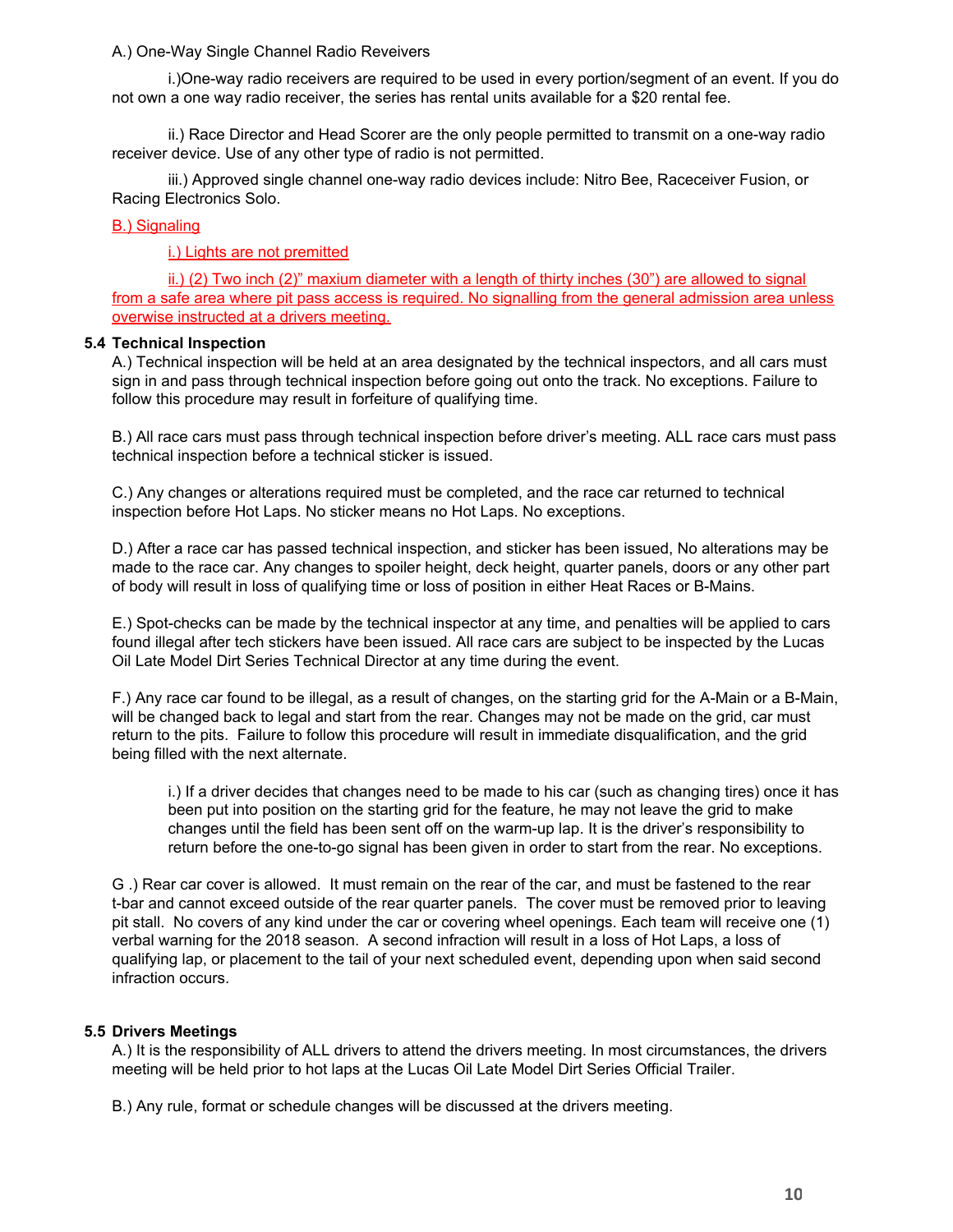A.) One-Way Single Channel Radio Reveivers

i.)One-way radio receivers are required to be used in every portion/segment of an event. If you do not own a one way radio receiver, the series has rental units available for a $20 rental fee.

ii.) Race Director and Head Scorer are the only people permitted to transmit on a one-way radio receiver device. Use of any other type of radio is not permitted.

iii.) Approved single channel one-way radio devices include: Nitro Bee, Raceceiver Fusion, or Racing Electronics Solo.

B.) Signaling

i.) Lights are not premitted

ii.) (2) Two inch (2)" maxium diameter with a length of thirty inches (30") are allowed to signal from a safe area where pit pass access is required. No signalling from the general admission area unless overwise instructed at a drivers meeting.

### 5.4 Technical Inspection

A.) Technical inspection will be held at an area designated by the technical inspectors, and all cars must sign in and pass through technical inspection before going out onto the track. No exceptions. Failure to follow this procedure may result in forfeiture of qualifying time.

B.) All race cars must pass through technical inspection before driver's meeting. ALL race cars must pass technical inspection before a technical sticker is issued.

C.) Any changes or alterations required must be completed, and the race car returned to technical inspection before Hot Laps. No sticker means no Hot Laps. No exceptions.

D.) After a race car has passed technical inspection, and sticker has been issued, No alterations may be made to the race car. Any changes to spoiler height, deck height, quarter panels, doors or any other part of body will result in loss of qualifying time or loss of position in either Heat Races or B-Mains.

E.) Spot-checks can be made by the technical inspector at any time, and penalties will be applied to cars found illegal after tech stickers have been issued. All race cars are subject to be inspected by the Lucas Oil Late Model Dirt Series Technical Director at any time during the event.

F.) Any race car found to be illegal, as a result of changes, on the starting grid for the A-Main or a B-Main, will be changed back to legal and start from the rear. Changes may not be made on the grid, car must return to the pits. Failure to follow this procedure will result in immediate disqualification, and the grid being filled with the next alternate.

> i.) If a driver decides that changes need to be made to his car (such as changing tires) once it has been put into position on the starting grid for the feature, he may not leave the grid to make changes until the field has been sent off on the warm-up lap. It is the driver's responsibility to return before the one-to-go signal has been given in order to start from the rear. No exceptions.

G .) Rear car cover is allowed. It must remain on the rear of the car, and must be fastened to the rear t-bar and cannot exceed outside of the rear quarter panels. The cover must be removed prior to leaving pit stall. No covers of any kind under the car or covering wheel openings. Each team will receive one (1) verbal warning for the 2018 season. A second infraction will result in a loss of Hot Laps, a loss of qualifying lap, or placement to the tail of your next scheduled event, depending upon when said second infraction occurs.

### 5.5 Drivers Meetings

A.) It is the responsibility of ALL drivers to attend the drivers meeting. In most circumstances, the drivers meeting will be held prior to hot laps at the Lucas Oil Late Model Dirt Series Official Trailer.

B.) Any rule, format or schedule changes will be discussed at the drivers meeting.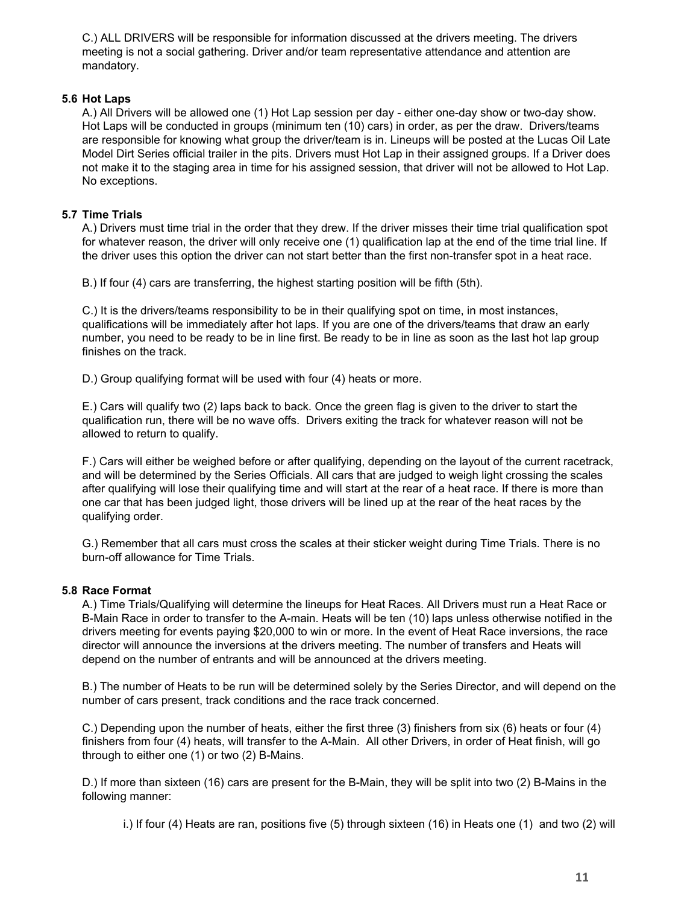C.) ALL DRIVERS will be responsible for information discussed at the drivers meeting. The drivers meeting is not a social gathering. Driver and/or team representative attendance and attention are mandatory.

### 5.6 Hot Laps

A.) All Drivers will be allowed one (1) Hot Lap session per day - either one-day show or two-day show. Hot Laps will be conducted in groups (minimum ten (10) cars) in order, as per the draw. Drivers/teams are responsible for knowing what group the driver/team is in. Lineups will be posted at the Lucas Oil Late Model Dirt Series official trailer in the pits. Drivers must Hot Lap in their assigned groups. If a Driver does not make it to the staging area in time for his assigned session, that driver will not be allowed to Hot Lap. No exceptions.

### 5.7 Time Trials

A.) Drivers must time trial in the order that they drew. If the driver misses their time trial qualification spot for whatever reason, the driver will only receive one (1) qualification lap at the end of the time trial line. If the driver uses this option the driver can not start better than the first non-transfer spot in a heat race.

B.) If four (4) cars are transferring, the highest starting position will be fifth (5th).

C.) It is the drivers/teams responsibility to be in their qualifying spot on time, in most instances, qualifications will be immediately after hot laps. If you are one of the drivers/teams that draw an early number, you need to be ready to be in line first. Be ready to be in line as soon as the last hot lap group finishes on the track.

D.) Group qualifying format will be used with four (4) heats or more.

E.) Cars will qualify two (2) laps back to back. Once the green flag is given to the driver to start the qualification run, there will be no wave offs. Drivers exiting the track for whatever reason will not be allowed to return to qualify.

F.) Cars will either be weighed before or after qualifying, depending on the layout of the current racetrack, and will be determined by the Series Officials. All cars that are judged to weigh light crossing the scales after qualifying will lose their qualifying time and will start at the rear of a heat race. If there is more than one car that has been judged light, those drivers will be lined up at the rear of the heat races by the qualifying order.

G.) Remember that all cars must cross the scales at their sticker weight during Time Trials. There is no burn-off allowance for Time Trials.

### 5.8 Race Format

A.) Time Trials/Qualifying will determine the lineups for Heat Races. All Drivers must run a Heat Race or B-Main Race in order to transfer to the A-main. Heats will be ten (10) laps unless otherwise notified in the drivers meeting for events paying $20,000 to win or more. In the event of Heat Race inversions, the race director will announce the inversions at the drivers meeting. The number of transfers and Heats will depend on the number of entrants and will be announced at the drivers meeting.

B.) The number of Heats to be run will be determined solely by the Series Director, and will depend on the number of cars present, track conditions and the race track concerned.

C.) Depending upon the number of heats, either the first three (3) finishers from six (6) heats or four (4) finishers from four (4) heats, will transfer to the A-Main. All other Drivers, in order of Heat finish, will go through to either one (1) or two (2) B-Mains.

D.) If more than sixteen (16) cars are present for the B-Main, they will be split into two (2) B-Mains in the following manner:

i.) If four (4) Heats are ran, positions five (5) through sixteen (16) in Heats one (1) and two (2) will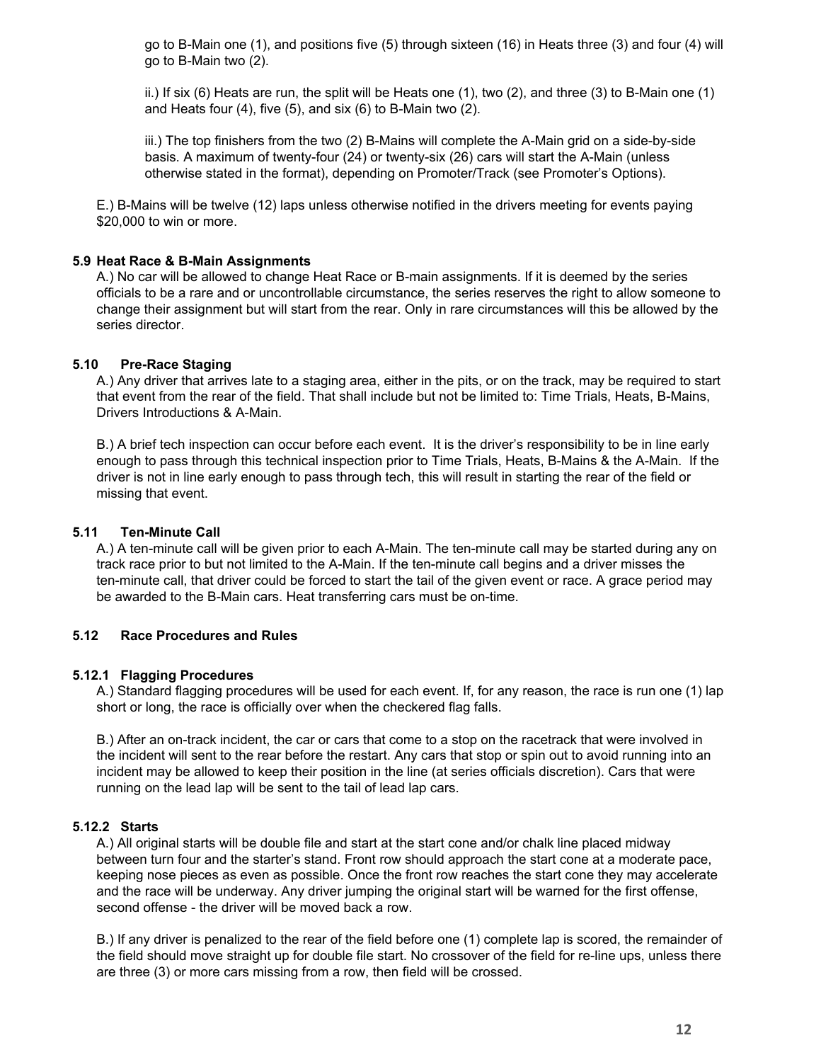go to B-Main one (1), and positions five (5) through sixteen (16) in Heats three (3) and four (4) will go to B-Main two (2).

ii.) If six (6) Heats are run, the split will be Heats one (1), two (2), and three (3) to B-Main one (1) and Heats four (4), five (5), and six (6) to B-Main two (2).

iii.) The top finishers from the two (2) B-Mains will complete the A-Main grid on a side-by-side basis. A maximum of twenty-four (24) or twenty-six (26) cars will start the A-Main (unless otherwise stated in the format), depending on Promoter/Track (see Promoter's Options).

E.) B-Mains will be twelve (12) laps unless otherwise notified in the drivers meeting for events paying $20,000 to win or more.

### 5.9 Heat Race & B-Main Assignments

A.) No car will be allowed to change Heat Race or B-main assignments. If it is deemed by the series officials to be a rare and or uncontrollable circumstance, the series reserves the right to allow someone to change their assignment but will start from the rear. Only in rare circumstances will this be allowed by the series director.

### 5.10 Pre-Race Staging

A.) Any driver that arrives late to a staging area, either in the pits, or on the track, may be required to start that event from the rear of the field. That shall include but not be limited to: Time Trials, Heats, B-Mains, Drivers Introductions & A-Main.

B.) A brief tech inspection can occur before each event. It is the driver's responsibility to be in line early enough to pass through this technical inspection prior to Time Trials, Heats, B-Mains & the A-Main. If the driver is not in line early enough to pass through tech, this will result in starting the rear of the field or missing that event.

### 5.11 Ten-Minute Call

A.) A ten-minute call will be given prior to each A-Main. The ten-minute call may be started during any on track race prior to but not limited to the A-Main. If the ten-minute call begins and a driver misses the ten-minute call, that driver could be forced to start the tail of the given event or race. A grace period may be awarded to the B-Main cars. Heat transferring cars must be on-time.

### 5.12 Race Procedures and Rules

#### 5.12.1 Flagging Procedures

A.) Standard flagging procedures will be used for each event. If, for any reason, the race is run one (1) lap short or long, the race is officially over when the checkered flag falls.

B.) After an on-track incident, the car or cars that come to a stop on the racetrack that were involved in the incident will sent to the rear before the restart. Any cars that stop or spin out to avoid running into an incident may be allowed to keep their position in the line (at series officials discretion). Cars that were running on the lead lap will be sent to the tail of lead lap cars.

#### 5.12.2 Starts

A.) All original starts will be double file and start at the start cone and/or chalk line placed midway between turn four and the starter's stand. Front row should approach the start cone at a moderate pace, keeping nose pieces as even as possible. Once the front row reaches the start cone they may accelerate and the race will be underway. Any driver jumping the original start will be warned for the first offense, second offense - the driver will be moved back a row.

B.) If any driver is penalized to the rear of the field before one (1) complete lap is scored, the remainder of the field should move straight up for double file start. No crossover of the field for re-line ups, unless there are three (3) or more cars missing from a row, then field will be crossed.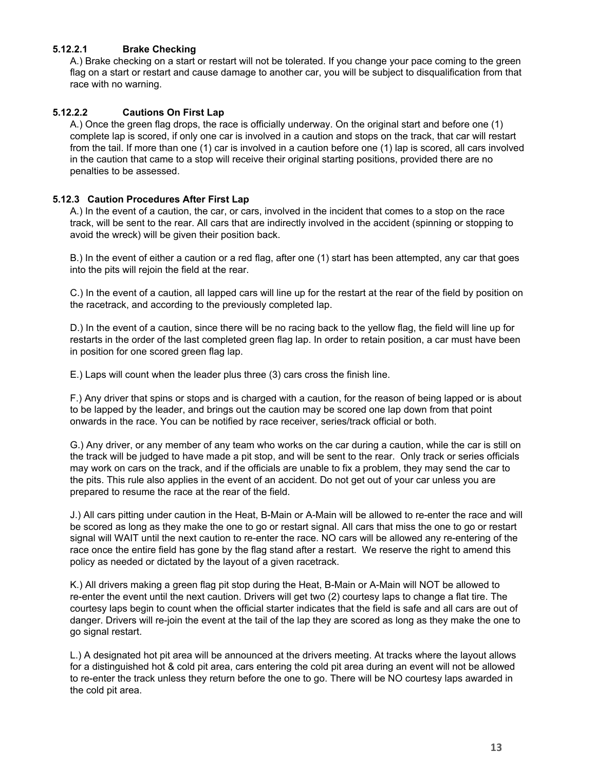#### 5.12.2.1 Brake Checking

A.) Brake checking on a start or restart will not be tolerated. If you change your pace coming to the green flag on a start or restart and cause damage to another car, you will be subject to disqualification from that race with no warning.

#### 5.12.2.2 Cautions On First Lap

A.) Once the green flag drops, the race is officially underway. On the original start and before one (1) complete lap is scored, if only one car is involved in a caution and stops on the track, that car will restart from the tail. If more than one (1) car is involved in a caution before one (1) lap is scored, all cars involved in the caution that came to a stop will receive their original starting positions, provided there are no penalties to be assessed.

### 5.12.3 Caution Procedures After First Lap

A.) In the event of a caution, the car, or cars, involved in the incident that comes to a stop on the race track, will be sent to the rear. All cars that are indirectly involved in the accident (spinning or stopping to avoid the wreck) will be given their position back.

B.) In the event of either a caution or a red flag, after one (1) start has been attempted, any car that goes into the pits will rejoin the field at the rear.

C.) In the event of a caution, all lapped cars will line up for the restart at the rear of the field by position on the racetrack, and according to the previously completed lap.

D.) In the event of a caution, since there will be no racing back to the yellow flag, the field will line up for restarts in the order of the last completed green flag lap. In order to retain position, a car must have been in position for one scored green flag lap.

E.) Laps will count when the leader plus three (3) cars cross the finish line.

F.) Any driver that spins or stops and is charged with a caution, for the reason of being lapped or is about to be lapped by the leader, and brings out the caution may be scored one lap down from that point onwards in the race. You can be notified by race receiver, series/track official or both.

G.) Any driver, or any member of any team who works on the car during a caution, while the car is still on the track will be judged to have made a pit stop, and will be sent to the rear. Only track or series officials may work on cars on the track, and if the officials are unable to fix a problem, they may send the car to the pits. This rule also applies in the event of an accident. Do not get out of your car unless you are prepared to resume the race at the rear of the field.

J.) All cars pitting under caution in the Heat, B-Main or A-Main will be allowed to re-enter the race and will be scored as long as they make the one to go or restart signal. All cars that miss the one to go or restart signal will WAIT until the next caution to re-enter the race. NO cars will be allowed any re-entering of the race once the entire field has gone by the flag stand after a restart. We reserve the right to amend this policy as needed or dictated by the layout of a given racetrack.

K.) All drivers making a green flag pit stop during the Heat, B-Main or A-Main will NOT be allowed to re-enter the event until the next caution. Drivers will get two (2) courtesy laps to change a flat tire. The courtesy laps begin to count when the official starter indicates that the field is safe and all cars are out of danger. Drivers will re-join the event at the tail of the lap they are scored as long as they make the one to go signal restart.

L.) A designated hot pit area will be announced at the drivers meeting. At tracks where the layout allows for a distinguished hot & cold pit area, cars entering the cold pit area during an event will not be allowed to re-enter the track unless they return before the one to go. There will be NO courtesy laps awarded in the cold pit area.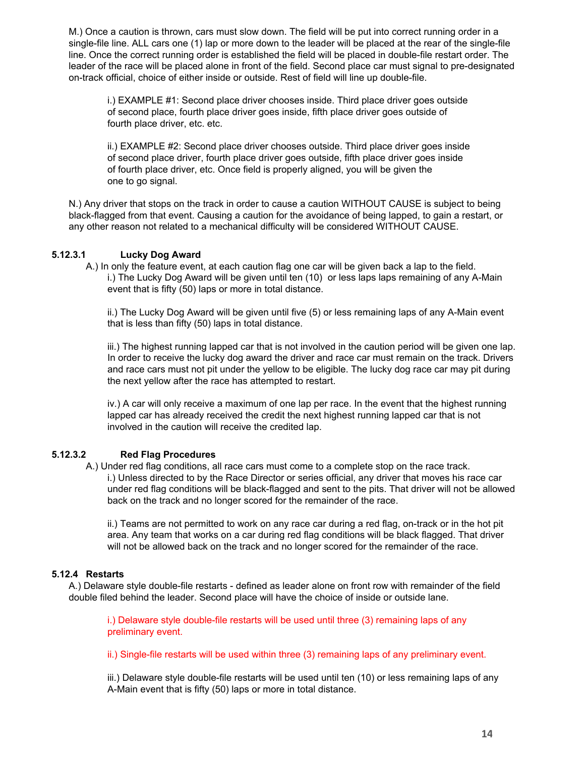M.) Once a caution is thrown, cars must slow down. The field will be put into correct running order in a single-file line. ALL cars one (1) lap or more down to the leader will be placed at the rear of the single-file line. Once the correct running order is established the field will be placed in double-file restart order. The leader of the race will be placed alone in front of the field. Second place car must signal to pre-designated on-track official, choice of either inside or outside. Rest of field will line up double-file.

i.) EXAMPLE #1: Second place driver chooses inside. Third place driver goes outside of second place, fourth place driver goes inside, fifth place driver goes outside of fourth place driver, etc. etc.

ii.) EXAMPLE #2: Second place driver chooses outside. Third place driver goes inside of second place driver, fourth place driver goes outside, fifth place driver goes inside of fourth place driver, etc. Once field is properly aligned, you will be given the one to go signal.

N.) Any driver that stops on the track in order to cause a caution WITHOUT CAUSE is subject to being black-flagged from that event. Causing a caution for the avoidance of being lapped, to gain a restart, or any other reason not related to a mechanical difficulty will be considered WITHOUT CAUSE.

### 5.12.3.1 Lucky Dog Award

A.) In only the feature event, at each caution flag one car will be given back a lap to the field.

i.) The Lucky Dog Award will be given until ten (10) or less laps laps remaining of any A-Main event that is fifty (50) laps or more in total distance.

ii.) The Lucky Dog Award will be given until five (5) or less remaining laps of any A-Main event that is less than fifty (50) laps in total distance.

iii.) The highest running lapped car that is not involved in the caution period will be given one lap. In order to receive the lucky dog award the driver and race car must remain on the track. Drivers and race cars must not pit under the yellow to be eligible. The lucky dog race car may pit during the next yellow after the race has attempted to restart.

iv.) A car will only receive a maximum of one lap per race. In the event that the highest running lapped car has already received the credit the next highest running lapped car that is not involved in the caution will receive the credited lap.

### 5.12.3.2 Red Flag Procedures

A.) Under red flag conditions, all race cars must come to a complete stop on the race track.

i.) Unless directed to by the Race Director or series official, any driver that moves his race car under red flag conditions will be black-flagged and sent to the pits. That driver will not be allowed back on the track and no longer scored for the remainder of the race.

ii.) Teams are not permitted to work on any race car during a red flag, on-track or in the hot pit area. Any team that works on a car during red flag conditions will be black flagged. That driver will not be allowed back on the track and no longer scored for the remainder of the race.

### 5.12.4 Restarts

A.) Delaware style double-file restarts - defined as leader alone on front row with remainder of the field double filed behind the leader. Second place will have the choice of inside or outside lane.

i.) Delaware style double-file restarts will be used until three (3) remaining laps of any preliminary event.

ii.) Single-file restarts will be used within three (3) remaining laps of any preliminary event.

iii.) Delaware style double-file restarts will be used until ten (10) or less remaining laps of any A-Main event that is fifty (50) laps or more in total distance.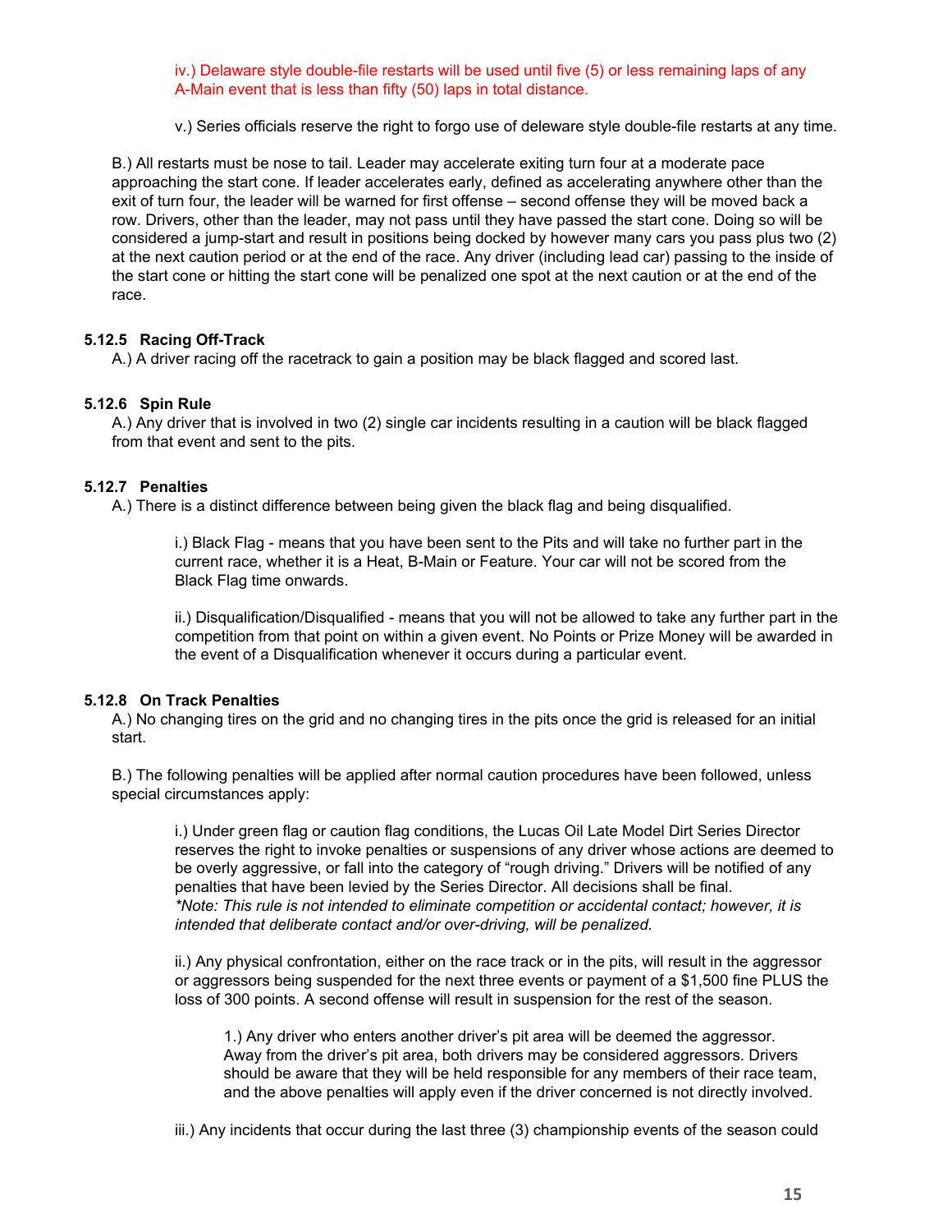iv.) Delaware style double-file restarts will be used until five (5) or less remaining laps of any A-Main event that is less than fifty (50) laps in total distance.

v.) Series officials reserve the right to forgo use of deleware style double-file restarts at any time.

B.) All restarts must be nose to tail. Leader may accelerate exiting turn four at a moderate pace approaching the start cone. If leader accelerates early, defined as accelerating anywhere other than the exit of turn four, the leader will be warned for first offense – second offense they will be moved back a row. Drivers, other than the leader, may not pass until they have passed the start cone. Doing so will be considered a jump-start and result in positions being docked by however many cars you pass plus two (2) at the next caution period or at the end of the race. Any driver (including lead car) passing to the inside of the start cone or hitting the start cone will be penalized one spot at the next caution or at the end of the race.

### 5.12.5 Racing Off-Track

A.) A driver racing off the racetrack to gain a position may be black flagged and scored last.

### 5.12.6 Spin Rule

A.) Any driver that is involved in two (2) single car incidents resulting in a caution will be black flagged from that event and sent to the pits.

### 5.12.7 Penalties

A.) There is a distinct difference between being given the black flag and being disqualified.

i.) Black Flag - means that you have been sent to the Pits and will take no further part in the current race, whether it is a Heat, B-Main or Feature. Your car will not be scored from the Black Flag time onwards.

ii.) Disqualification/Disqualified - means that you will not be allowed to take any further part in the competition from that point on within a given event. No Points or Prize Money will be awarded in the event of a Disqualification whenever it occurs during a particular event.

### 5.12.8 On Track Penalties

A.) No changing tires on the grid and no changing tires in the pits once the grid is released for an initial start.

B.) The following penalties will be applied after normal caution procedures have been followed, unless special circumstances apply:

i.) Under green flag or caution flag conditions, the Lucas Oil Late Model Dirt Series Director reserves the right to invoke penalties or suspensions of any driver whose actions are deemed to be overly aggressive, or fall into the category of "rough driving." Drivers will be notified of any penalties that have been levied by the Series Director. All decisions shall be final.
*\*Note: This rule is not intended to eliminate competition or accidental contact; however, it is intended that deliberate contact and/or over-driving, will be penalized.*

ii.) Any physical confrontation, either on the race track or in the pits, will result in the aggressor or aggressors being suspended for the next three events or payment of a $1,500 fine PLUS the loss of 300 points. A second offense will result in suspension for the rest of the season.

1.) Any driver who enters another driver's pit area will be deemed the aggressor. Away from the driver's pit area, both drivers may be considered aggressors. Drivers should be aware that they will be held responsible for any members of their race team, and the above penalties will apply even if the driver concerned is not directly involved.

iii.) Any incidents that occur during the last three (3) championship events of the season could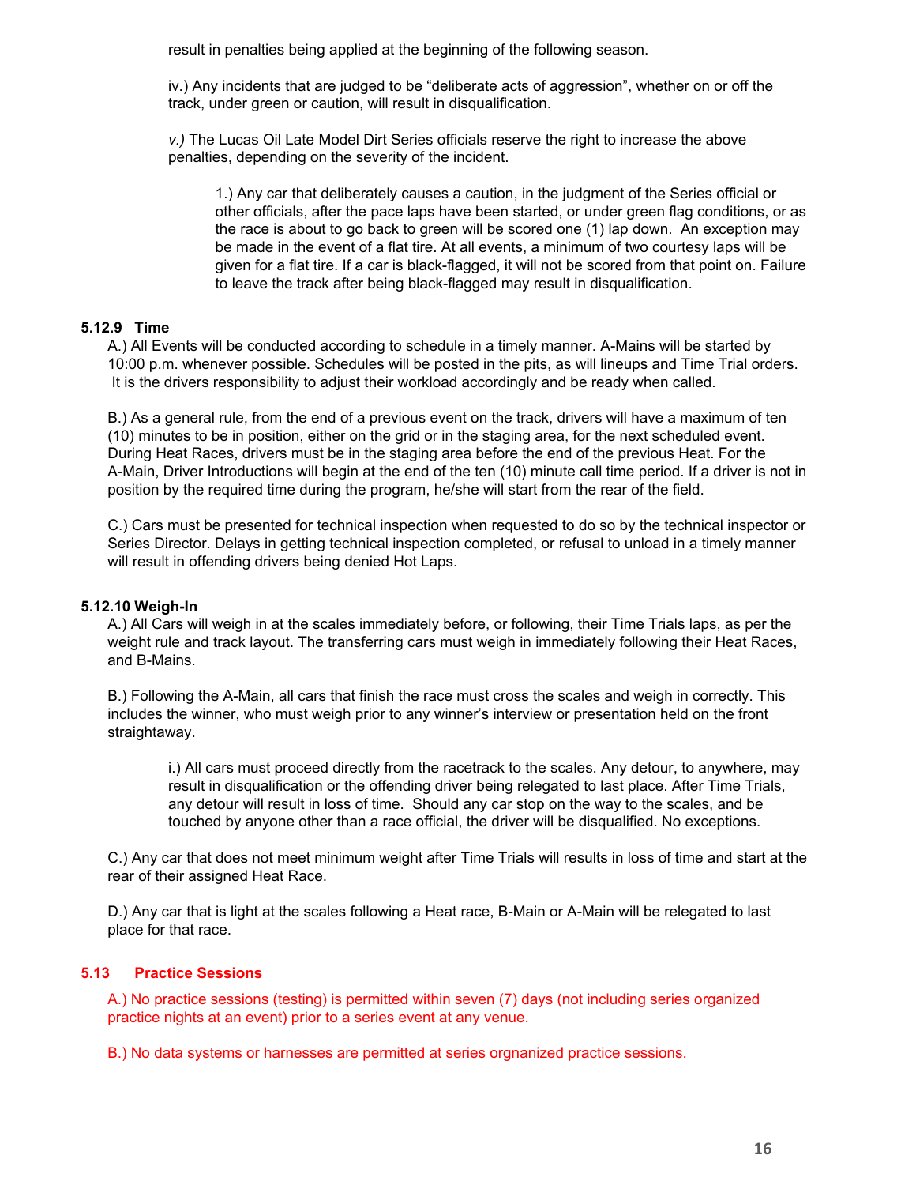result in penalties being applied at the beginning of the following season.

iv.) Any incidents that are judged to be "deliberate acts of aggression", whether on or off the track, under green or caution, will result in disqualification.

*v.)* The Lucas Oil Late Model Dirt Series officials reserve the right to increase the above penalties, depending on the severity of the incident.

1.) Any car that deliberately causes a caution, in the judgment of the Series official or other officials, after the pace laps have been started, or under green flag conditions, or as the race is about to go back to green will be scored one (1) lap down. An exception may be made in the event of a flat tire. At all events, a minimum of two courtesy laps will be given for a flat tire. If a car is black-flagged, it will not be scored from that point on. Failure to leave the track after being black-flagged may result in disqualification.

**5.12.9 Time**

A.) All Events will be conducted according to schedule in a timely manner. A-Mains will be started by 10:00 p.m. whenever possible. Schedules will be posted in the pits, as will lineups and Time Trial orders. It is the drivers responsibility to adjust their workload accordingly and be ready when called.

B.) As a general rule, from the end of a previous event on the track, drivers will have a maximum of ten (10) minutes to be in position, either on the grid or in the staging area, for the next scheduled event. During Heat Races, drivers must be in the staging area before the end of the previous Heat. For the A-Main, Driver Introductions will begin at the end of the ten (10) minute call time period. If a driver is not in position by the required time during the program, he/she will start from the rear of the field.

C.) Cars must be presented for technical inspection when requested to do so by the technical inspector or Series Director. Delays in getting technical inspection completed, or refusal to unload in a timely manner will result in offending drivers being denied Hot Laps.

**5.12.10 Weigh-In**

A.) All Cars will weigh in at the scales immediately before, or following, their Time Trials laps, as per the weight rule and track layout. The transferring cars must weigh in immediately following their Heat Races, and B-Mains.

B.) Following the A-Main, all cars that finish the race must cross the scales and weigh in correctly. This includes the winner, who must weigh prior to any winner's interview or presentation held on the front straightaway.

i.) All cars must proceed directly from the racetrack to the scales. Any detour, to anywhere, may result in disqualification or the offending driver being relegated to last place. After Time Trials, any detour will result in loss of time. Should any car stop on the way to the scales, and be touched by anyone other than a race official, the driver will be disqualified. No exceptions.

C.) Any car that does not meet minimum weight after Time Trials will results in loss of time and start at the rear of their assigned Heat Race.

D.) Any car that is light at the scales following a Heat race, B-Main or A-Main will be relegated to last place for that race.

**5.13 Practice Sessions**

A.) No practice sessions (testing) is permitted within seven (7) days (not including series organized practice nights at an event) prior to a series event at any venue.

B.) No data systems or harnesses are permitted at series orgnanized practice sessions.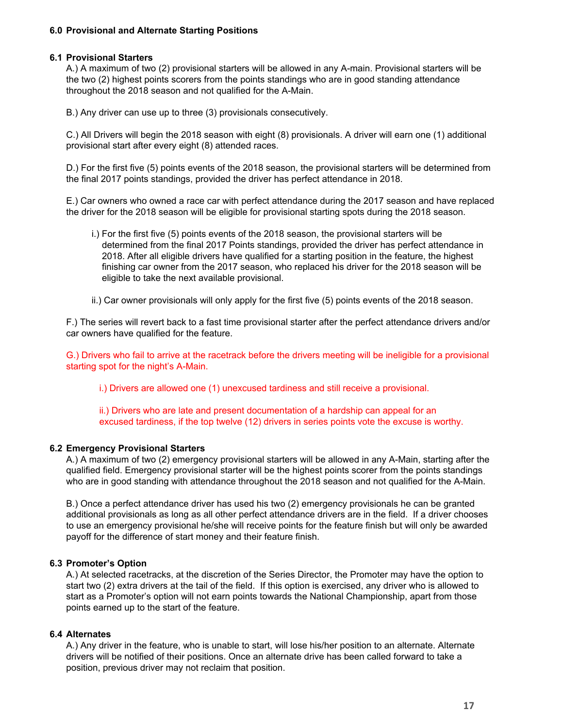## 6.0 Provisional and Alternate Starting Positions

### 6.1 Provisional Starters

A.) A maximum of two (2) provisional starters will be allowed in any A-main. Provisional starters will be the two (2) highest points scorers from the points standings who are in good standing attendance throughout the 2018 season and not qualified for the A-Main.

B.) Any driver can use up to three (3) provisionals consecutively.

C.) All Drivers will begin the 2018 season with eight (8) provisionals. A driver will earn one (1) additional provisional start after every eight (8) attended races.

D.) For the first five (5) points events of the 2018 season, the provisional starters will be determined from the final 2017 points standings, provided the driver has perfect attendance in 2018.

E.) Car owners who owned a race car with perfect attendance during the 2017 season and have replaced the driver for the 2018 season will be eligible for provisional starting spots during the 2018 season.

> i.) For the first five (5) points events of the 2018 season, the provisional starters will be determined from the final 2017 Points standings, provided the driver has perfect attendance in 2018. After all eligible drivers have qualified for a starting position in the feature, the highest finishing car owner from the 2017 season, who replaced his driver for the 2018 season will be eligible to take the next available provisional.
>
> ii.) Car owner provisionals will only apply for the first five (5) points events of the 2018 season.

F.) The series will revert back to a fast time provisional starter after the perfect attendance drivers and/or car owners have qualified for the feature.

G.) Drivers who fail to arrive at the racetrack before the drivers meeting will be ineligible for a provisional starting spot for the night's A-Main.

> i.) Drivers are allowed one (1) unexcused tardiness and still receive a provisional.
>
> ii.) Drivers who are late and present documentation of a hardship can appeal for an excused tardiness, if the top twelve (12) drivers in series points vote the excuse is worthy.

### 6.2 Emergency Provisional Starters

A.) A maximum of two (2) emergency provisional starters will be allowed in any A-Main, starting after the qualified field. Emergency provisional starter will be the highest points scorer from the points standings who are in good standing with attendance throughout the 2018 season and not qualified for the A-Main.

B.) Once a perfect attendance driver has used his two (2) emergency provisionals he can be granted additional provisionals as long as all other perfect attendance drivers are in the field. If a driver chooses to use an emergency provisional he/she will receive points for the feature finish but will only be awarded payoff for the difference of start money and their feature finish.

### 6.3 Promoter's Option

A.) At selected racetracks, at the discretion of the Series Director, the Promoter may have the option to start two (2) extra drivers at the tail of the field. If this option is exercised, any driver who is allowed to start as a Promoter's option will not earn points towards the National Championship, apart from those points earned up to the start of the feature.

### 6.4 Alternates

A.) Any driver in the feature, who is unable to start, will lose his/her position to an alternate. Alternate drivers will be notified of their positions. Once an alternate drive has been called forward to take a position, previous driver may not reclaim that position.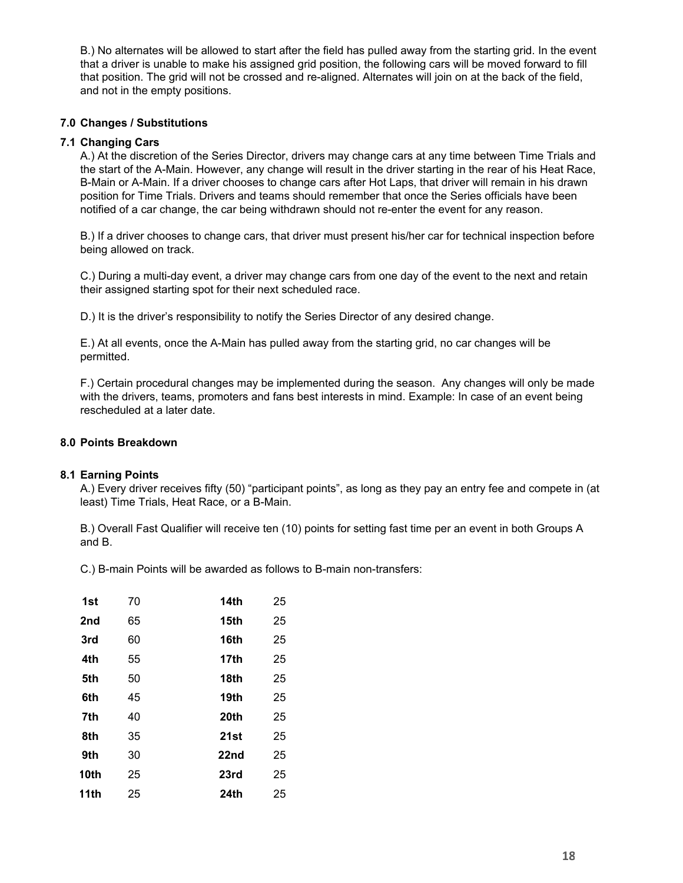B.) No alternates will be allowed to start after the field has pulled away from the starting grid. In the event that a driver is unable to make his assigned grid position, the following cars will be moved forward to fill that position. The grid will not be crossed and re-aligned. Alternates will join on at the back of the field, and not in the empty positions.

## 7.0 Changes / Substitutions

### 7.1 Changing Cars

A.) At the discretion of the Series Director, drivers may change cars at any time between Time Trials and the start of the A-Main. However, any change will result in the driver starting in the rear of his Heat Race, B-Main or A-Main. If a driver chooses to change cars after Hot Laps, that driver will remain in his drawn position for Time Trials. Drivers and teams should remember that once the Series officials have been notified of a car change, the car being withdrawn should not re-enter the event for any reason.

B.) If a driver chooses to change cars, that driver must present his/her car for technical inspection before being allowed on track.

C.) During a multi-day event, a driver may change cars from one day of the event to the next and retain their assigned starting spot for their next scheduled race.

D.) It is the driver's responsibility to notify the Series Director of any desired change.

E.) At all events, once the A-Main has pulled away from the starting grid, no car changes will be permitted.

F.) Certain procedural changes may be implemented during the season. Any changes will only be made with the drivers, teams, promoters and fans best interests in mind. Example: In case of an event being rescheduled at a later date.

## 8.0 Points Breakdown

### 8.1 Earning Points

A.) Every driver receives fifty (50) "participant points", as long as they pay an entry fee and compete in (at least) Time Trials, Heat Race, or a B-Main.

B.) Overall Fast Qualifier will receive ten (10) points for setting fast time per an event in both Groups A and B.

C.) B-main Points will be awarded as follows to B-main non-transfers:

| | | | |
|---|---|---|---|
| **1st** | 70 | **14th** | 25 |
| **2nd** | 65 | **15th** | 25 |
| **3rd** | 60 | **16th** | 25 |
| **4th** | 55 | **17th** | 25 |
| **5th** | 50 | **18th** | 25 |
| **6th** | 45 | **19th** | 25 |
| **7th** | 40 | **20th** | 25 |
| **8th** | 35 | **21st** | 25 |
| **9th** | 30 | **22nd** | 25 |
| **10th** | 25 | **23rd** | 25 |
| **11th** | 25 | **24th** | 25 |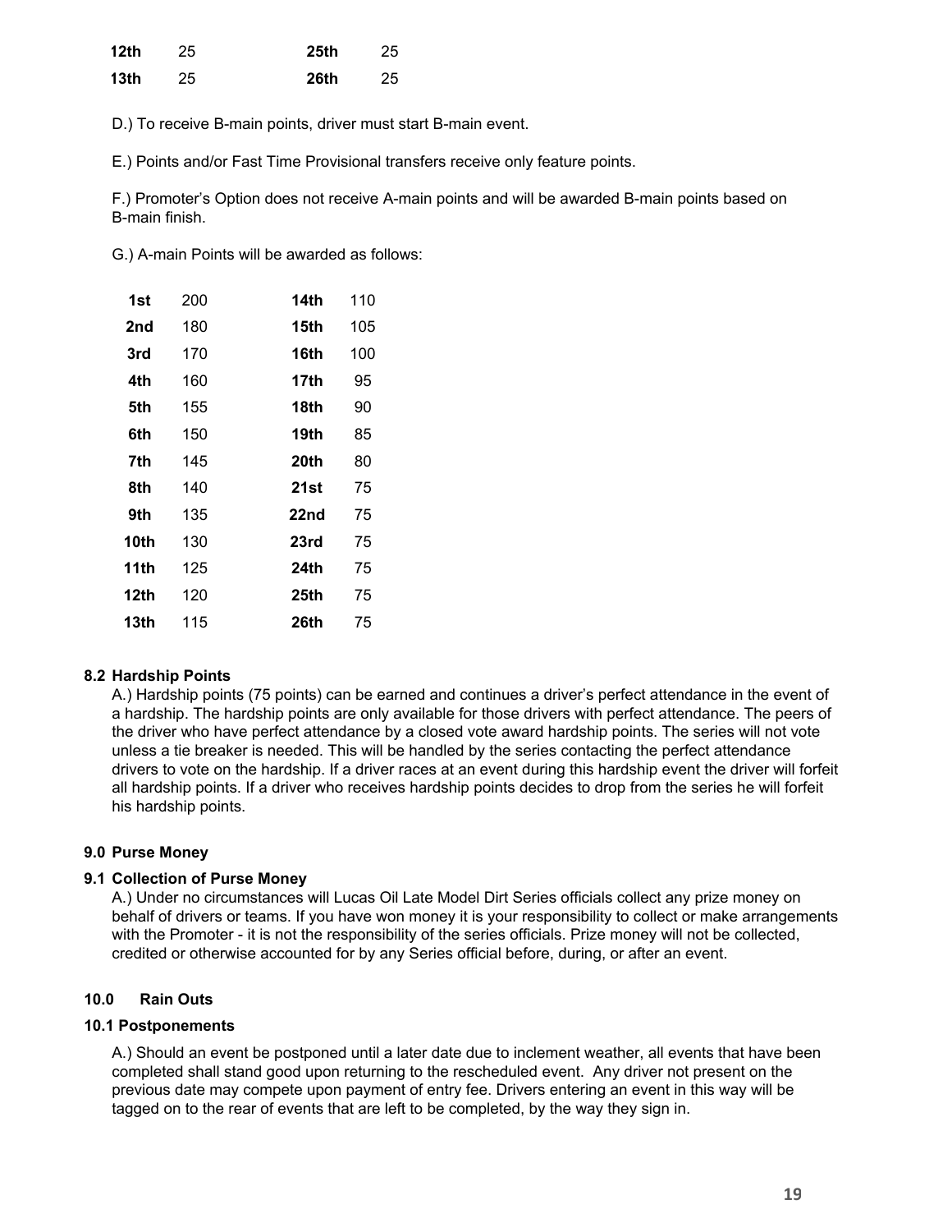| | | | |
|---|---|---|---|
| **12th** | 25 | **25th** | 25 |
| **13th** | 25 | **26th** | 25 |

D.) To receive B-main points, driver must start B-main event.

E.) Points and/or Fast Time Provisional transfers receive only feature points.

F.) Promoter's Option does not receive A-main points and will be awarded B-main points based on B-main finish.

G.) A-main Points will be awarded as follows:

| | | | |
|---|---|---|---|
| **1st** | 200 | **14th** | 110 |
| **2nd** | 180 | **15th** | 105 |
| **3rd** | 170 | **16th** | 100 |
| **4th** | 160 | **17th** | 95 |
| **5th** | 155 | **18th** | 90 |
| **6th** | 150 | **19th** | 85 |
| **7th** | 145 | **20th** | 80 |
| **8th** | 140 | **21st** | 75 |
| **9th** | 135 | **22nd** | 75 |
| **10th** | 130 | **23rd** | 75 |
| **11th** | 125 | **24th** | 75 |
| **12th** | 120 | **25th** | 75 |
| **13th** | 115 | **26th** | 75 |

### 8.2 Hardship Points

A.) Hardship points (75 points) can be earned and continues a driver's perfect attendance in the event of a hardship. The hardship points are only available for those drivers with perfect attendance. The peers of the driver who have perfect attendance by a closed vote award hardship points. The series will not vote unless a tie breaker is needed. This will be handled by the series contacting the perfect attendance drivers to vote on the hardship. If a driver races at an event during this hardship event the driver will forfeit all hardship points. If a driver who receives hardship points decides to drop from the series he will forfeit his hardship points.

## 9.0 Purse Money

### 9.1 Collection of Purse Money

A.) Under no circumstances will Lucas Oil Late Model Dirt Series officials collect any prize money on behalf of drivers or teams. If you have won money it is your responsibility to collect or make arrangements with the Promoter - it is not the responsibility of the series officials. Prize money will not be collected, credited or otherwise accounted for by any Series official before, during, or after an event.

## 10.0 Rain Outs

### 10.1 Postponements

A.) Should an event be postponed until a later date due to inclement weather, all events that have been completed shall stand good upon returning to the rescheduled event. Any driver not present on the previous date may compete upon payment of entry fee. Drivers entering an event in this way will be tagged on to the rear of events that are left to be completed, by the way they sign in.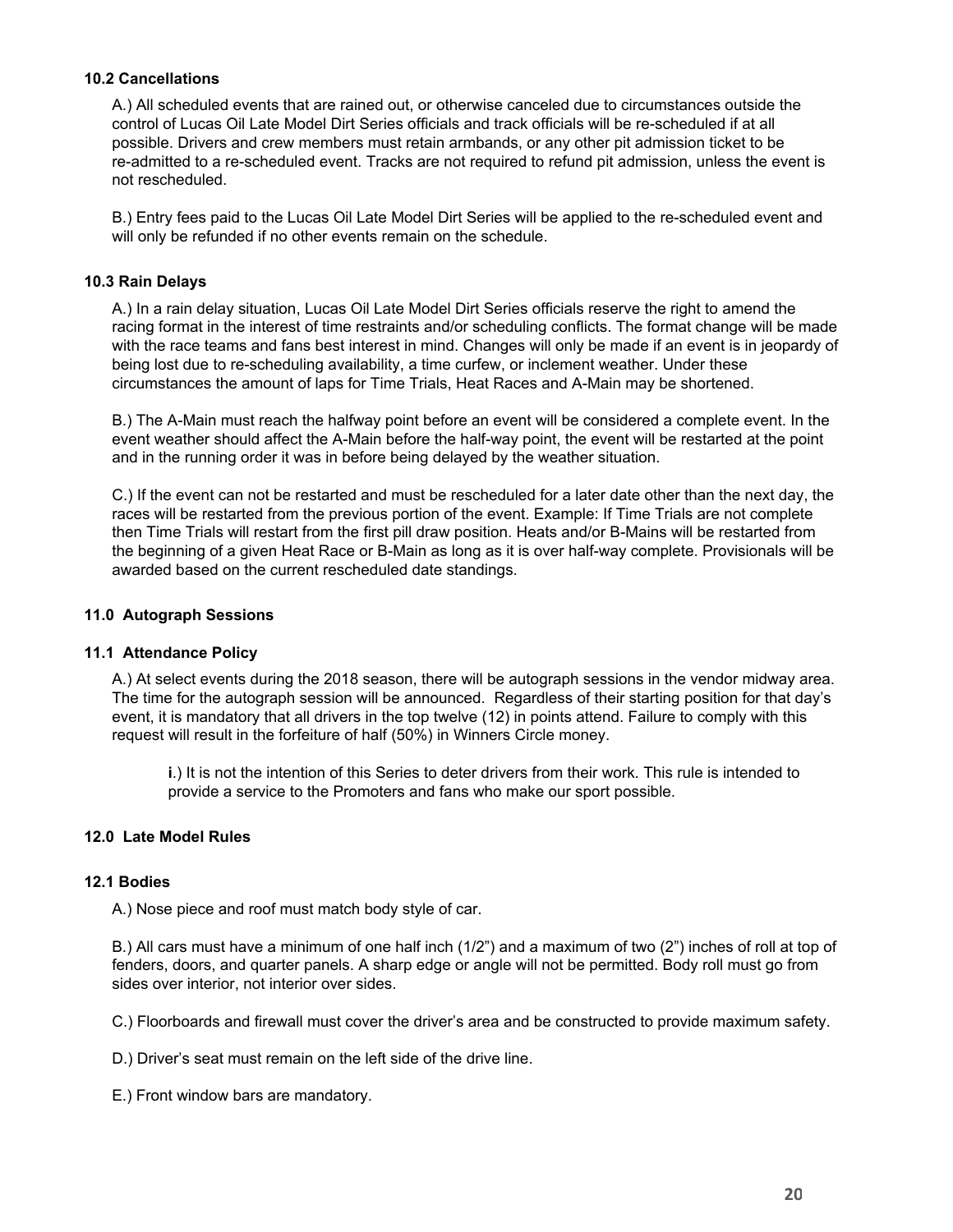### 10.2 Cancellations

A.) All scheduled events that are rained out, or otherwise canceled due to circumstances outside the control of Lucas Oil Late Model Dirt Series officials and track officials will be re-scheduled if at all possible. Drivers and crew members must retain armbands, or any other pit admission ticket to be re-admitted to a re-scheduled event. Tracks are not required to refund pit admission, unless the event is not rescheduled.

B.) Entry fees paid to the Lucas Oil Late Model Dirt Series will be applied to the re-scheduled event and will only be refunded if no other events remain on the schedule.

### 10.3 Rain Delays

A.) In a rain delay situation, Lucas Oil Late Model Dirt Series officials reserve the right to amend the racing format in the interest of time restraints and/or scheduling conflicts. The format change will be made with the race teams and fans best interest in mind. Changes will only be made if an event is in jeopardy of being lost due to re-scheduling availability, a time curfew, or inclement weather. Under these circumstances the amount of laps for Time Trials, Heat Races and A-Main may be shortened.

B.) The A-Main must reach the halfway point before an event will be considered a complete event. In the event weather should affect the A-Main before the half-way point, the event will be restarted at the point and in the running order it was in before being delayed by the weather situation.

C.) If the event can not be restarted and must be rescheduled for a later date other than the next day, the races will be restarted from the previous portion of the event. Example: If Time Trials are not complete then Time Trials will restart from the first pill draw position. Heats and/or B-Mains will be restarted from the beginning of a given Heat Race or B-Main as long as it is over half-way complete. Provisionals will be awarded based on the current rescheduled date standings.

## 11.0 Autograph Sessions

### 11.1 Attendance Policy

A.) At select events during the 2018 season, there will be autograph sessions in the vendor midway area. The time for the autograph session will be announced. Regardless of their starting position for that day's event, it is mandatory that all drivers in the top twelve (12) in points attend. Failure to comply with this request will result in the forfeiture of half (50%) in Winners Circle money.

> **i**.) It is not the intention of this Series to deter drivers from their work. This rule is intended to provide a service to the Promoters and fans who make our sport possible.

## 12.0 Late Model Rules

### 12.1 Bodies

A.) Nose piece and roof must match body style of car.

B.) All cars must have a minimum of one half inch (1/2") and a maximum of two (2") inches of roll at top of fenders, doors, and quarter panels. A sharp edge or angle will not be permitted. Body roll must go from sides over interior, not interior over sides.

C.) Floorboards and firewall must cover the driver's area and be constructed to provide maximum safety.

D.) Driver's seat must remain on the left side of the drive line.

E.) Front window bars are mandatory.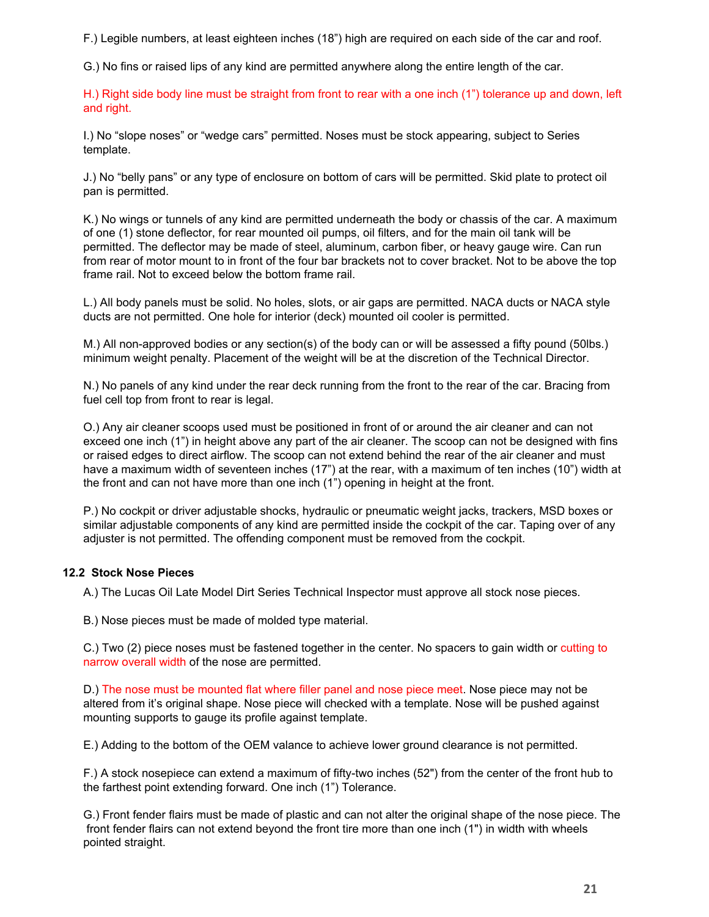F.) Legible numbers, at least eighteen inches (18") high are required on each side of the car and roof.

G.) No fins or raised lips of any kind are permitted anywhere along the entire length of the car.

H.) Right side body line must be straight from front to rear with a one inch (1") tolerance up and down, left and right.

I.) No "slope noses" or "wedge cars" permitted. Noses must be stock appearing, subject to Series template.

J.) No "belly pans" or any type of enclosure on bottom of cars will be permitted. Skid plate to protect oil pan is permitted.

K.) No wings or tunnels of any kind are permitted underneath the body or chassis of the car. A maximum of one (1) stone deflector, for rear mounted oil pumps, oil filters, and for the main oil tank will be permitted. The deflector may be made of steel, aluminum, carbon fiber, or heavy gauge wire. Can run from rear of motor mount to in front of the four bar brackets not to cover bracket. Not to be above the top frame rail. Not to exceed below the bottom frame rail.

L.) All body panels must be solid. No holes, slots, or air gaps are permitted. NACA ducts or NACA style ducts are not permitted. One hole for interior (deck) mounted oil cooler is permitted.

M.) All non-approved bodies or any section(s) of the body can or will be assessed a fifty pound (50lbs.) minimum weight penalty. Placement of the weight will be at the discretion of the Technical Director.

N.) No panels of any kind under the rear deck running from the front to the rear of the car. Bracing from fuel cell top from front to rear is legal.

O.) Any air cleaner scoops used must be positioned in front of or around the air cleaner and can not exceed one inch (1") in height above any part of the air cleaner. The scoop can not be designed with fins or raised edges to direct airflow. The scoop can not extend behind the rear of the air cleaner and must have a maximum width of seventeen inches (17") at the rear, with a maximum of ten inches (10") width at the front and can not have more than one inch (1") opening in height at the front.

P.) No cockpit or driver adjustable shocks, hydraulic or pneumatic weight jacks, trackers, MSD boxes or similar adjustable components of any kind are permitted inside the cockpit of the car. Taping over of any adjuster is not permitted. The offending component must be removed from the cockpit.

### 12.2 Stock Nose Pieces

A.) The Lucas Oil Late Model Dirt Series Technical Inspector must approve all stock nose pieces.

B.) Nose pieces must be made of molded type material.

C.) Two (2) piece noses must be fastened together in the center. No spacers to gain width or cutting to narrow overall width of the nose are permitted.

D.) The nose must be mounted flat where filler panel and nose piece meet. Nose piece may not be altered from it's original shape. Nose piece will checked with a template. Nose will be pushed against mounting supports to gauge its profile against template.

E.) Adding to the bottom of the OEM valance to achieve lower ground clearance is not permitted.

F.) A stock nosepiece can extend a maximum of fifty-two inches (52") from the center of the front hub to the farthest point extending forward. One inch (1") Tolerance.

G.) Front fender flairs must be made of plastic and can not alter the original shape of the nose piece. The front fender flairs can not extend beyond the front tire more than one inch (1") in width with wheels pointed straight.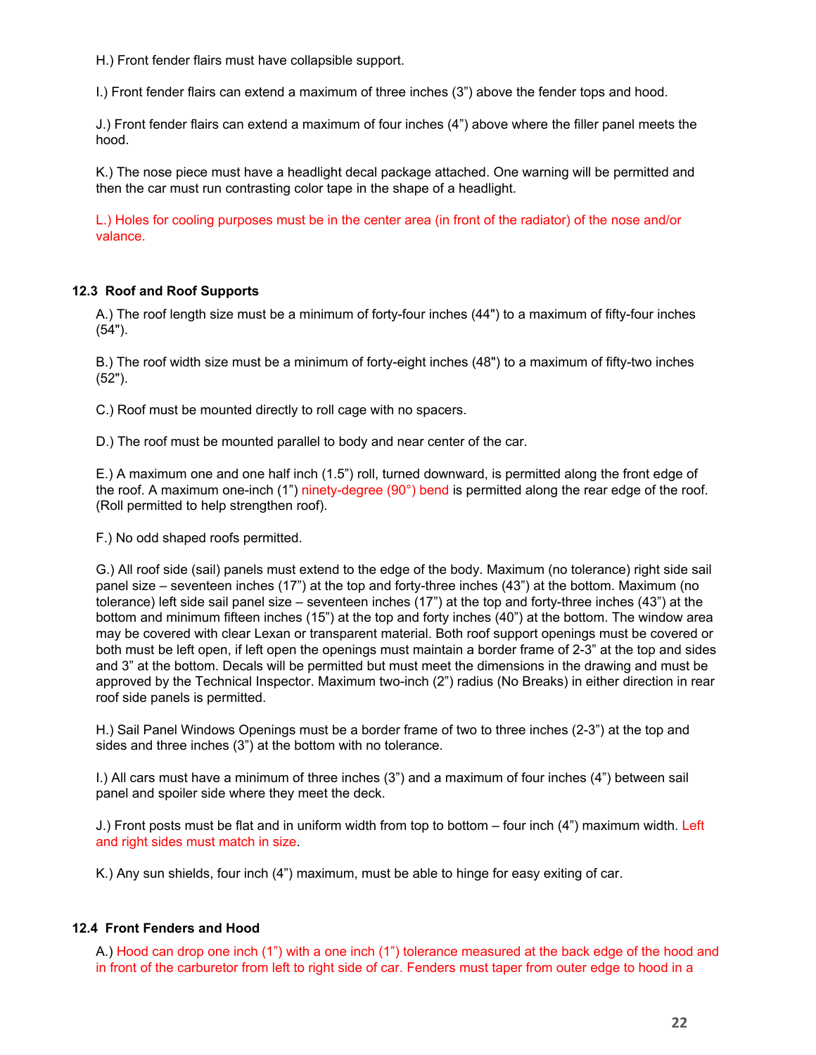H.) Front fender flairs must have collapsible support.

I.) Front fender flairs can extend a maximum of three inches (3”) above the fender tops and hood.

J.) Front fender flairs can extend a maximum of four inches (4”) above where the filler panel meets the hood.

K.) The nose piece must have a headlight decal package attached. One warning will be permitted and then the car must run contrasting color tape in the shape of a headlight.

L.) Holes for cooling purposes must be in the center area (in front of the radiator) of the nose and/or valance.

### 12.3 Roof and Roof Supports

A.) The roof length size must be a minimum of forty-four inches (44") to a maximum of fifty-four inches (54").

B.) The roof width size must be a minimum of forty-eight inches (48") to a maximum of fifty-two inches (52").

C.) Roof must be mounted directly to roll cage with no spacers.

D.) The roof must be mounted parallel to body and near center of the car.

E.) A maximum one and one half inch (1.5”) roll, turned downward, is permitted along the front edge of the roof. A maximum one-inch (1”) ninety-degree (90°) bend is permitted along the rear edge of the roof. (Roll permitted to help strengthen roof).

F.) No odd shaped roofs permitted.

G.) All roof side (sail) panels must extend to the edge of the body. Maximum (no tolerance) right side sail panel size – seventeen inches (17”) at the top and forty-three inches (43”) at the bottom. Maximum (no tolerance) left side sail panel size – seventeen inches (17”) at the top and forty-three inches (43”) at the bottom and minimum fifteen inches (15”) at the top and forty inches (40”) at the bottom. The window area may be covered with clear Lexan or transparent material. Both roof support openings must be covered or both must be left open, if left open the openings must maintain a border frame of 2-3” at the top and sides and 3” at the bottom. Decals will be permitted but must meet the dimensions in the drawing and must be approved by the Technical Inspector. Maximum two-inch (2”) radius (No Breaks) in either direction in rear roof side panels is permitted.

H.) Sail Panel Windows Openings must be a border frame of two to three inches (2-3”) at the top and sides and three inches (3”) at the bottom with no tolerance.

I.) All cars must have a minimum of three inches (3”) and a maximum of four inches (4”) between sail panel and spoiler side where they meet the deck.

J.) Front posts must be flat and in uniform width from top to bottom – four inch (4”) maximum width. Left and right sides must match in size.

K.) Any sun shields, four inch (4”) maximum, must be able to hinge for easy exiting of car.

### 12.4 Front Fenders and Hood

A.) Hood can drop one inch (1”) with a one inch (1”) tolerance measured at the back edge of the hood and in front of the carburetor from left to right side of car. Fenders must taper from outer edge to hood in a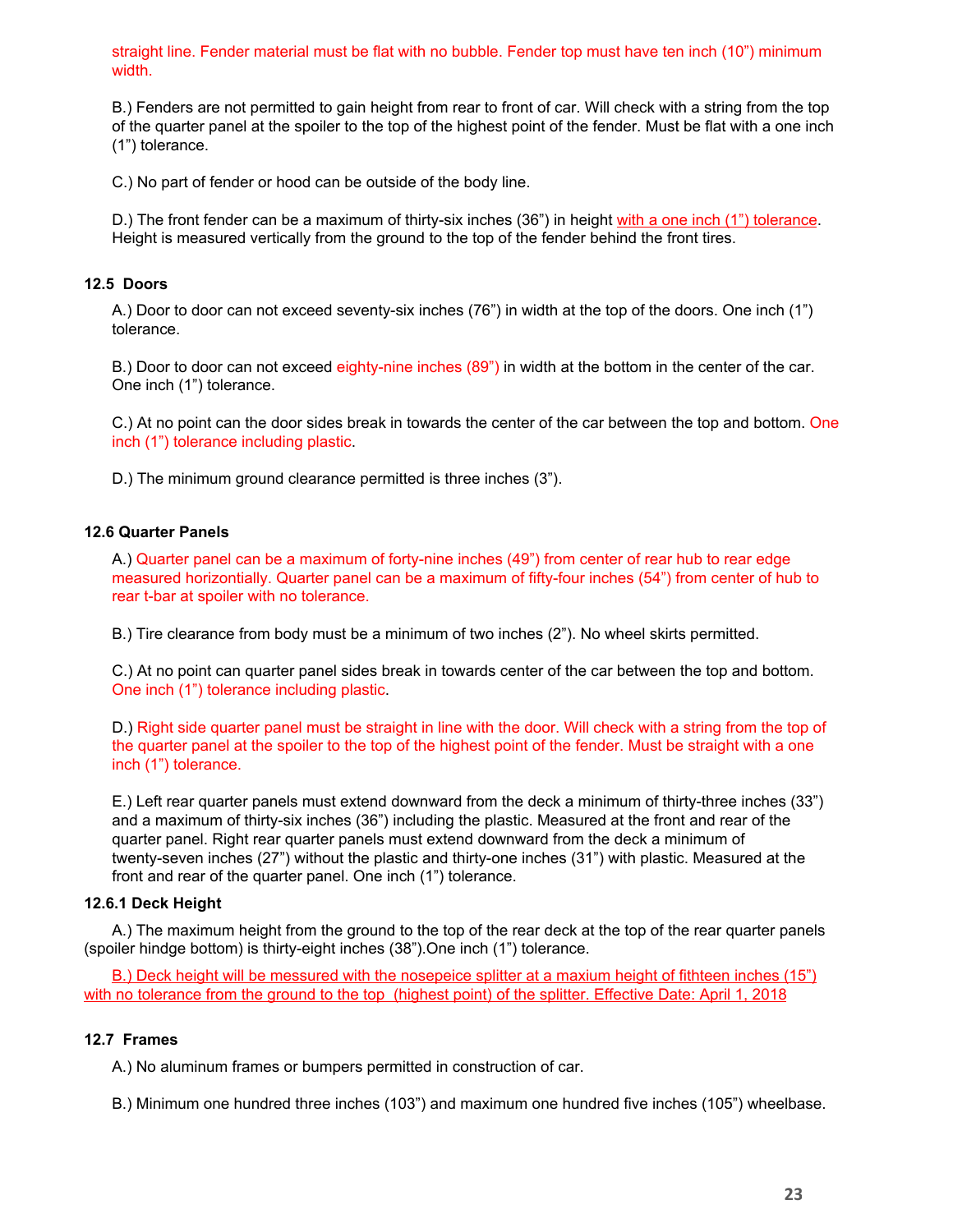straight line. Fender material must be flat with no bubble. Fender top must have ten inch (10") minimum width.

B.) Fenders are not permitted to gain height from rear to front of car. Will check with a string from the top of the quarter panel at the spoiler to the top of the highest point of the fender. Must be flat with a one inch (1") tolerance.

C.) No part of fender or hood can be outside of the body line.

D.) The front fender can be a maximum of thirty-six inches (36") in height with a one inch (1") tolerance. Height is measured vertically from the ground to the top of the fender behind the front tires.

### 12.5 Doors

A.) Door to door can not exceed seventy-six inches (76") in width at the top of the doors. One inch (1") tolerance.

B.) Door to door can not exceed eighty-nine inches (89") in width at the bottom in the center of the car. One inch (1") tolerance.

C.) At no point can the door sides break in towards the center of the car between the top and bottom. One inch (1") tolerance including plastic.

D.) The minimum ground clearance permitted is three inches (3").

### 12.6 Quarter Panels

A.) Quarter panel can be a maximum of forty-nine inches (49") from center of rear hub to rear edge measured horizontially. Quarter panel can be a maximum of fifty-four inches (54") from center of hub to rear t-bar at spoiler with no tolerance.

B.) Tire clearance from body must be a minimum of two inches (2"). No wheel skirts permitted.

C.) At no point can quarter panel sides break in towards center of the car between the top and bottom. One inch (1") tolerance including plastic.

D.) Right side quarter panel must be straight in line with the door. Will check with a string from the top of the quarter panel at the spoiler to the top of the highest point of the fender. Must be straight with a one inch (1") tolerance.

E.) Left rear quarter panels must extend downward from the deck a minimum of thirty-three inches (33") and a maximum of thirty-six inches (36") including the plastic. Measured at the front and rear of the quarter panel. Right rear quarter panels must extend downward from the deck a minimum of twenty-seven inches (27") without the plastic and thirty-one inches (31") with plastic. Measured at the front and rear of the quarter panel. One inch (1") tolerance.

#### 12.6.1 Deck Height

A.) The maximum height from the ground to the top of the rear deck at the top of the rear quarter panels (spoiler hindge bottom) is thirty-eight inches (38").One inch (1") tolerance.

B.) Deck height will be messured with the nosepeice splitter at a maxium height of fithteen inches (15") with no tolerance from the ground to the top (highest point) of the splitter. Effective Date: April 1, 2018

### 12.7 Frames

A.) No aluminum frames or bumpers permitted in construction of car.

B.) Minimum one hundred three inches (103") and maximum one hundred five inches (105") wheelbase.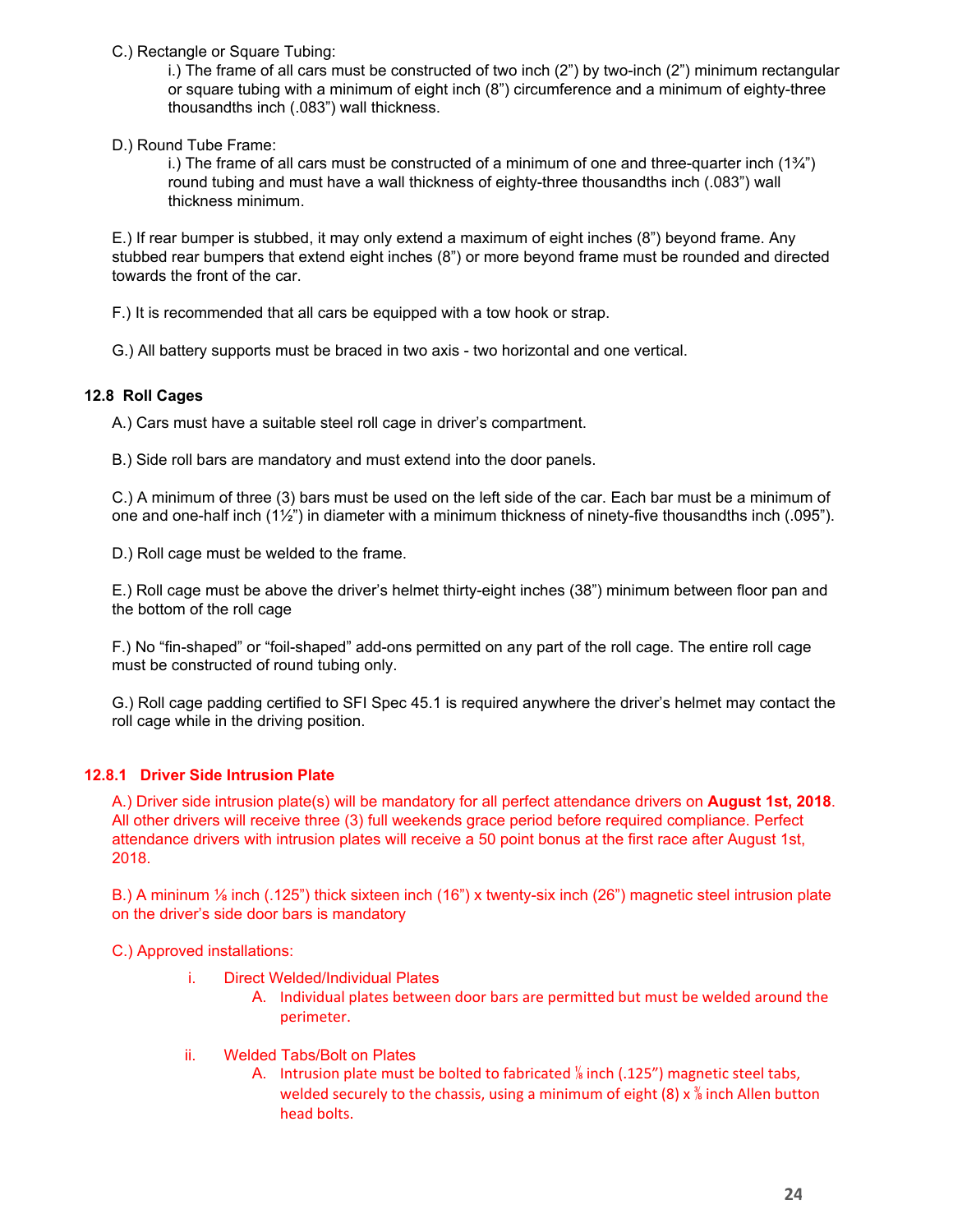C.) Rectangle or Square Tubing:

i.) The frame of all cars must be constructed of two inch (2”) by two-inch (2”) minimum rectangular or square tubing with a minimum of eight inch (8”) circumference and a minimum of eighty-three thousandths inch (.083”) wall thickness.

D.) Round Tube Frame:

i.) The frame of all cars must be constructed of a minimum of one and three-quarter inch (1¾”) round tubing and must have a wall thickness of eighty-three thousandths inch (.083”) wall thickness minimum.

E.) If rear bumper is stubbed, it may only extend a maximum of eight inches (8”) beyond frame. Any stubbed rear bumpers that extend eight inches (8”) or more beyond frame must be rounded and directed towards the front of the car.

F.) It is recommended that all cars be equipped with a tow hook or strap.

G.) All battery supports must be braced in two axis - two horizontal and one vertical.

### 12.8 Roll Cages

A.) Cars must have a suitable steel roll cage in driver’s compartment.

B.) Side roll bars are mandatory and must extend into the door panels.

C.) A minimum of three (3) bars must be used on the left side of the car. Each bar must be a minimum of one and one-half inch (1½”) in diameter with a minimum thickness of ninety-five thousandths inch (.095”).

D.) Roll cage must be welded to the frame.

E.) Roll cage must be above the driver’s helmet thirty-eight inches (38”) minimum between floor pan and the bottom of the roll cage

F.) No “fin-shaped” or “foil-shaped” add-ons permitted on any part of the roll cage. The entire roll cage must be constructed of round tubing only.

G.) Roll cage padding certified to SFI Spec 45.1 is required anywhere the driver’s helmet may contact the roll cage while in the driving position.

### 12.8.1 Driver Side Intrusion Plate

A.) Driver side intrusion plate(s) will be mandatory for all perfect attendance drivers on **August 1st, 2018**. All other drivers will receive three (3) full weekends grace period before required compliance. Perfect attendance drivers with intrusion plates will receive a 50 point bonus at the first race after August 1st, 2018.

B.) A mininum ⅛ inch (.125”) thick sixteen inch (16”) x twenty-six inch (26”) magnetic steel intrusion plate on the driver’s side door bars is mandatory

C.) Approved installations:

i. Direct Welded/Individual Plates
   A. Individual plates between door bars are permitted but must be welded around the perimeter.

ii. Welded Tabs/Bolt on Plates
   A. Intrusion plate must be bolted to fabricated ⅛ inch (.125”) magnetic steel tabs, welded securely to the chassis, using a minimum of eight (8) x ⅜ inch Allen button head bolts.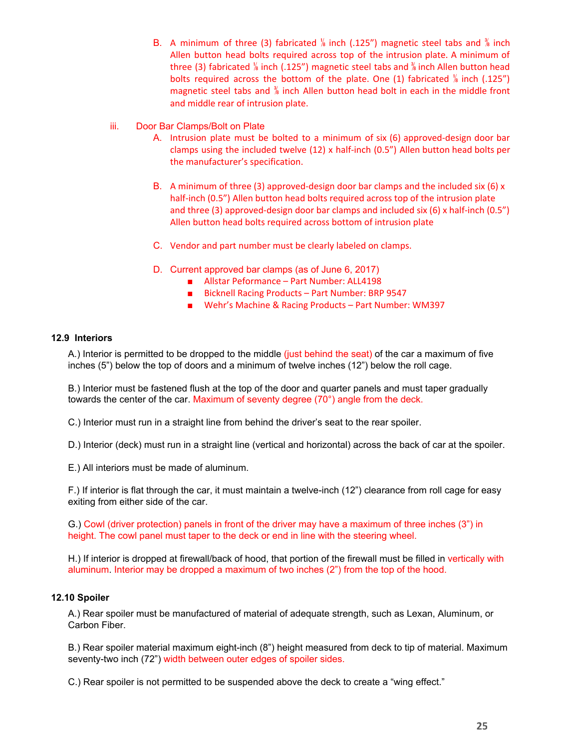B. A minimum of three (3) fabricated ⅛ inch (.125”) magnetic steel tabs and ⅜ inch Allen button head bolts required across top of the intrusion plate. A minimum of three (3) fabricated ⅛ inch (.125”) magnetic steel tabs and ⅜ inch Allen button head bolts required across the bottom of the plate. One (1) fabricated ⅛ inch (.125”) magnetic steel tabs and ⅜ inch Allen button head bolt in each in the middle front and middle rear of intrusion plate.

iii. Door Bar Clamps/Bolt on Plate

A. Intrusion plate must be bolted to a minimum of six (6) approved-design door bar clamps using the included twelve (12) x half-inch (0.5”) Allen button head bolts per the manufacturer’s specification.

B. A minimum of three (3) approved-design door bar clamps and the included six (6) x half-inch (0.5”) Allen button head bolts required across top of the intrusion plate and three (3) approved-design door bar clamps and included six (6) x half-inch (0.5”) Allen button head bolts required across bottom of intrusion plate

C. Vendor and part number must be clearly labeled on clamps.

D. Current approved bar clamps (as of June 6, 2017)

- Allstar Peformance – Part Number: ALL4198
- Bicknell Racing Products – Part Number: BRP 9547
- Wehr’s Machine & Racing Products – Part Number: WM397

**12.9 Interiors**

A.) Interior is permitted to be dropped to the middle (just behind the seat) of the car a maximum of five inches (5”) below the top of doors and a minimum of twelve inches (12”) below the roll cage.

B.) Interior must be fastened flush at the top of the door and quarter panels and must taper gradually towards the center of the car. Maximum of seventy degree (70°) angle from the deck.

C.) Interior must run in a straight line from behind the driver’s seat to the rear spoiler.

D.) Interior (deck) must run in a straight line (vertical and horizontal) across the back of car at the spoiler.

E.) All interiors must be made of aluminum.

F.) If interior is flat through the car, it must maintain a twelve-inch (12”) clearance from roll cage for easy exiting from either side of the car.

G.) Cowl (driver protection) panels in front of the driver may have a maximum of three inches (3”) in height. The cowl panel must taper to the deck or end in line with the steering wheel.

H.) If interior is dropped at firewall/back of hood, that portion of the firewall must be filled in vertically with aluminum. Interior may be dropped a maximum of two inches (2”) from the top of the hood.

**12.10 Spoiler**

A.) Rear spoiler must be manufactured of material of adequate strength, such as Lexan, Aluminum, or Carbon Fiber.

B.) Rear spoiler material maximum eight-inch (8”) height measured from deck to tip of material. Maximum seventy-two inch (72”) width between outer edges of spoiler sides.

C.) Rear spoiler is not permitted to be suspended above the deck to create a “wing effect.”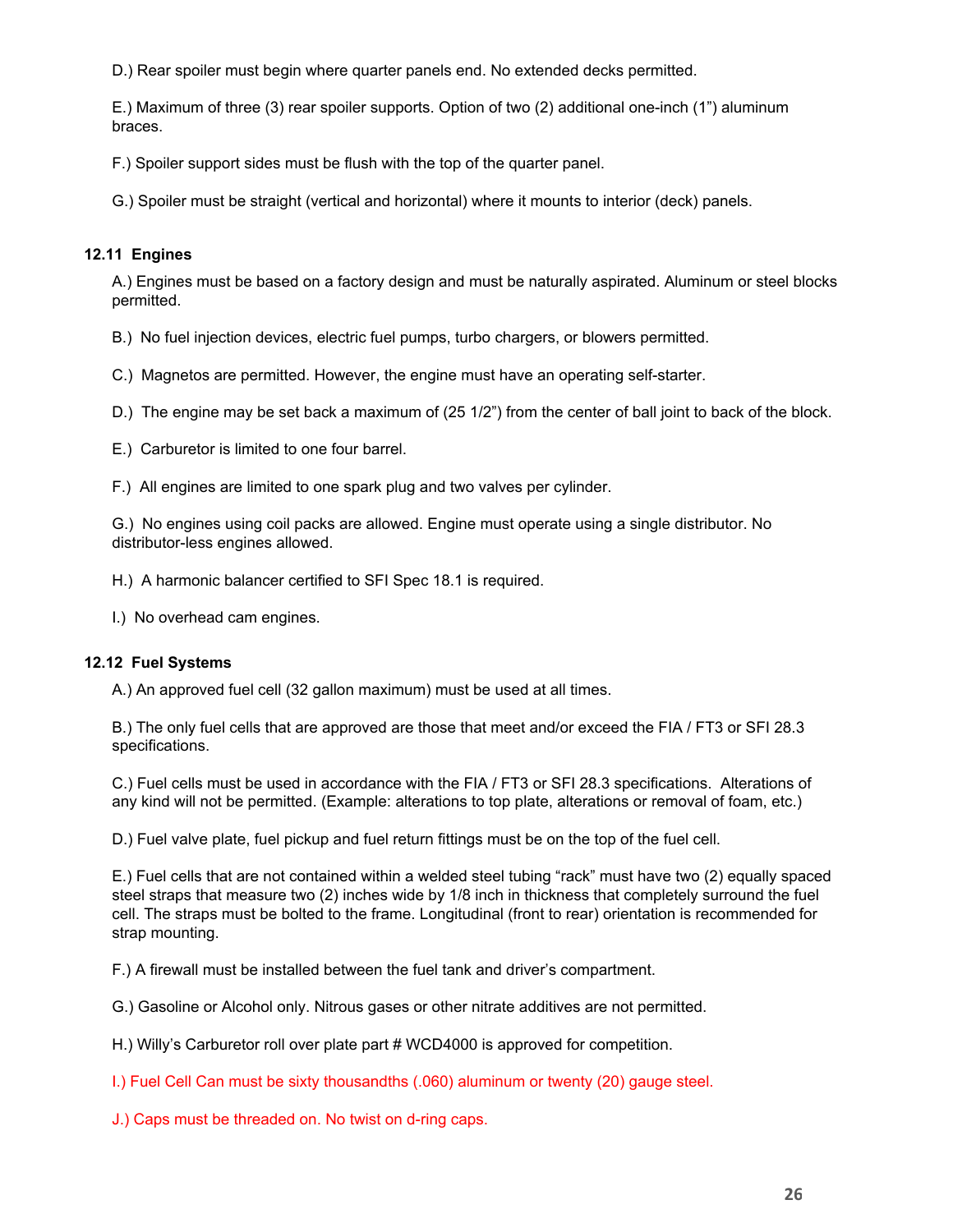D.) Rear spoiler must begin where quarter panels end. No extended decks permitted.

E.) Maximum of three (3) rear spoiler supports. Option of two (2) additional one-inch (1") aluminum braces.

F.) Spoiler support sides must be flush with the top of the quarter panel.

G.) Spoiler must be straight (vertical and horizontal) where it mounts to interior (deck) panels.

### 12.11 Engines

A.) Engines must be based on a factory design and must be naturally aspirated. Aluminum or steel blocks permitted.

B.) No fuel injection devices, electric fuel pumps, turbo chargers, or blowers permitted.

C.) Magnetos are permitted. However, the engine must have an operating self-starter.

D.) The engine may be set back a maximum of (25 1/2") from the center of ball joint to back of the block.

E.) Carburetor is limited to one four barrel.

F.) All engines are limited to one spark plug and two valves per cylinder.

G.) No engines using coil packs are allowed. Engine must operate using a single distributor. No distributor-less engines allowed.

H.) A harmonic balancer certified to SFI Spec 18.1 is required.

I.) No overhead cam engines.

### 12.12 Fuel Systems

A.) An approved fuel cell (32 gallon maximum) must be used at all times.

B.) The only fuel cells that are approved are those that meet and/or exceed the FIA / FT3 or SFI 28.3 specifications.

C.) Fuel cells must be used in accordance with the FIA / FT3 or SFI 28.3 specifications. Alterations of any kind will not be permitted. (Example: alterations to top plate, alterations or removal of foam, etc.)

D.) Fuel valve plate, fuel pickup and fuel return fittings must be on the top of the fuel cell.

E.) Fuel cells that are not contained within a welded steel tubing "rack" must have two (2) equally spaced steel straps that measure two (2) inches wide by 1/8 inch in thickness that completely surround the fuel cell. The straps must be bolted to the frame. Longitudinal (front to rear) orientation is recommended for strap mounting.

F.) A firewall must be installed between the fuel tank and driver's compartment.

G.) Gasoline or Alcohol only. Nitrous gases or other nitrate additives are not permitted.

H.) Willy's Carburetor roll over plate part # WCD4000 is approved for competition.

I.) Fuel Cell Can must be sixty thousandths (.060) aluminum or twenty (20) gauge steel.

J.) Caps must be threaded on. No twist on d-ring caps.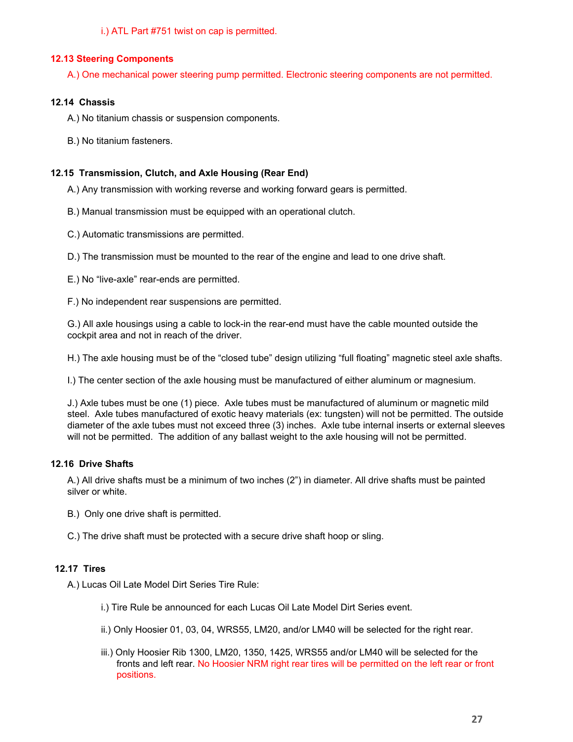i.) ATL Part #751 twist on cap is permitted.

### 12.13 Steering Components

A.) One mechanical power steering pump permitted. Electronic steering components are not permitted.

### 12.14 Chassis

A.) No titanium chassis or suspension components.

B.) No titanium fasteners.

### 12.15 Transmission, Clutch, and Axle Housing (Rear End)

A.) Any transmission with working reverse and working forward gears is permitted.

B.) Manual transmission must be equipped with an operational clutch.

C.) Automatic transmissions are permitted.

D.) The transmission must be mounted to the rear of the engine and lead to one drive shaft.

E.) No "live-axle" rear-ends are permitted.

F.) No independent rear suspensions are permitted.

G.) All axle housings using a cable to lock-in the rear-end must have the cable mounted outside the cockpit area and not in reach of the driver.

H.) The axle housing must be of the "closed tube" design utilizing "full floating" magnetic steel axle shafts.

I.) The center section of the axle housing must be manufactured of either aluminum or magnesium.

J.) Axle tubes must be one (1) piece. Axle tubes must be manufactured of aluminum or magnetic mild steel. Axle tubes manufactured of exotic heavy materials (ex: tungsten) will not be permitted. The outside diameter of the axle tubes must not exceed three (3) inches. Axle tube internal inserts or external sleeves will not be permitted. The addition of any ballast weight to the axle housing will not be permitted.

### 12.16 Drive Shafts

A.) All drive shafts must be a minimum of two inches (2") in diameter. All drive shafts must be painted silver or white.

B.) Only one drive shaft is permitted.

C.) The drive shaft must be protected with a secure drive shaft hoop or sling.

### 12.17 Tires

A.) Lucas Oil Late Model Dirt Series Tire Rule:

i.) Tire Rule be announced for each Lucas Oil Late Model Dirt Series event.

ii.) Only Hoosier 01, 03, 04, WRS55, LM20, and/or LM40 will be selected for the right rear.

iii.) Only Hoosier Rib 1300, LM20, 1350, 1425, WRS55 and/or LM40 will be selected for the fronts and left rear. No Hoosier NRM right rear tires will be permitted on the left rear or front positions.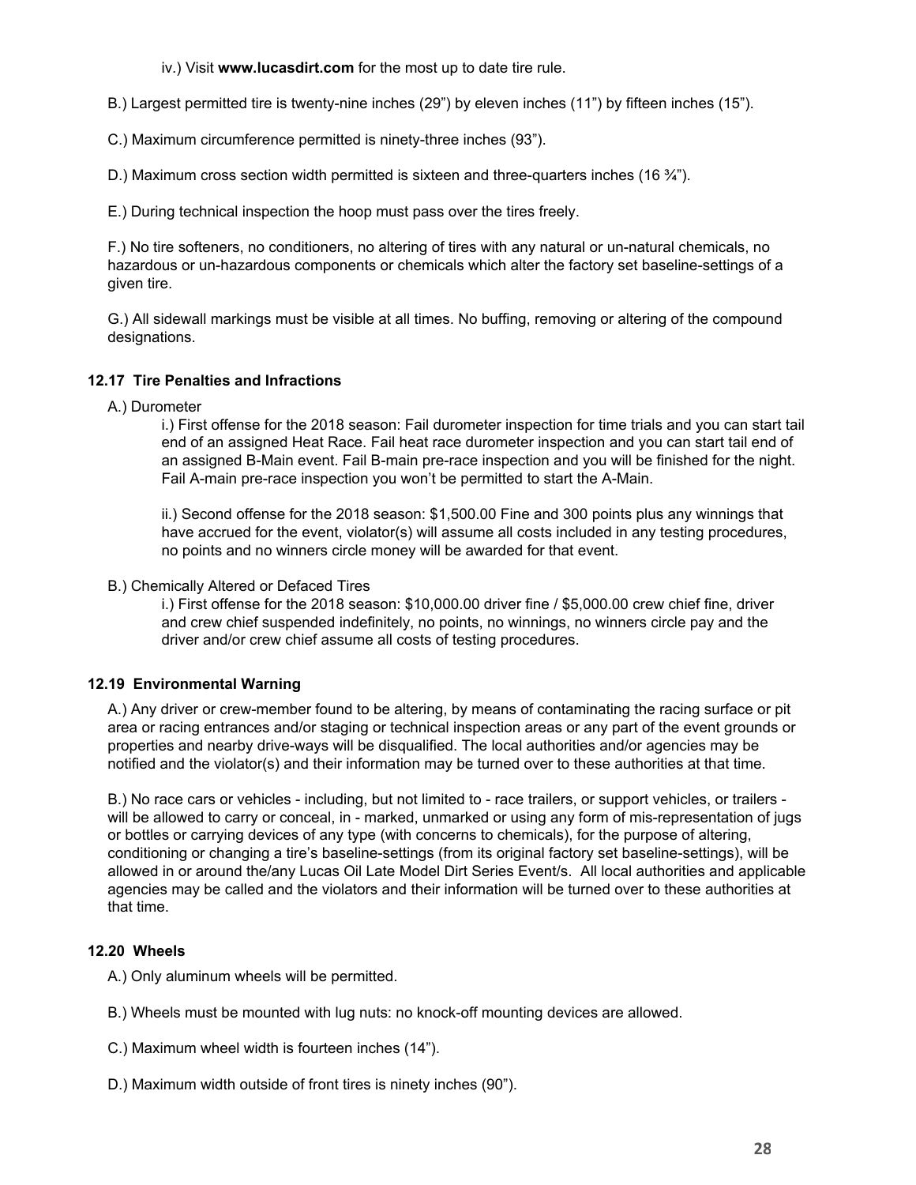iv.) Visit **www.lucasdirt.com** for the most up to date tire rule.

B.) Largest permitted tire is twenty-nine inches (29”) by eleven inches (11”) by fifteen inches (15”).

C.) Maximum circumference permitted is ninety-three inches (93”).

D.) Maximum cross section width permitted is sixteen and three-quarters inches (16 ¾”).

E.) During technical inspection the hoop must pass over the tires freely.

F.) No tire softeners, no conditioners, no altering of tires with any natural or un-natural chemicals, no hazardous or un-hazardous components or chemicals which alter the factory set baseline-settings of a given tire.

G.) All sidewall markings must be visible at all times. No buffing, removing or altering of the compound designations.

### 12.17 Tire Penalties and Infractions

A.) Durometer

i.) First offense for the 2018 season: Fail durometer inspection for time trials and you can start tail end of an assigned Heat Race. Fail heat race durometer inspection and you can start tail end of an assigned B-Main event. Fail B-main pre-race inspection and you will be finished for the night. Fail A-main pre-race inspection you won’t be permitted to start the A-Main.

ii.) Second offense for the 2018 season: $1,500.00 Fine and 300 points plus any winnings that have accrued for the event, violator(s) will assume all costs included in any testing procedures, no points and no winners circle money will be awarded for that event.

B.) Chemically Altered or Defaced Tires

i.) First offense for the 2018 season: $10,000.00 driver fine / $5,000.00 crew chief fine, driver and crew chief suspended indefinitely, no points, no winnings, no winners circle pay and the driver and/or crew chief assume all costs of testing procedures.

### 12.19 Environmental Warning

A.) Any driver or crew-member found to be altering, by means of contaminating the racing surface or pit area or racing entrances and/or staging or technical inspection areas or any part of the event grounds or properties and nearby drive-ways will be disqualified. The local authorities and/or agencies may be notified and the violator(s) and their information may be turned over to these authorities at that time.

B.) No race cars or vehicles - including, but not limited to - race trailers, or support vehicles, or trailers - will be allowed to carry or conceal, in - marked, unmarked or using any form of mis-representation of jugs or bottles or carrying devices of any type (with concerns to chemicals), for the purpose of altering, conditioning or changing a tire’s baseline-settings (from its original factory set baseline-settings), will be allowed in or around the/any Lucas Oil Late Model Dirt Series Event/s. All local authorities and applicable agencies may be called and the violators and their information will be turned over to these authorities at that time.

### 12.20 Wheels

A.) Only aluminum wheels will be permitted.

B.) Wheels must be mounted with lug nuts: no knock-off mounting devices are allowed.

C.) Maximum wheel width is fourteen inches (14”).

D.) Maximum width outside of front tires is ninety inches (90”).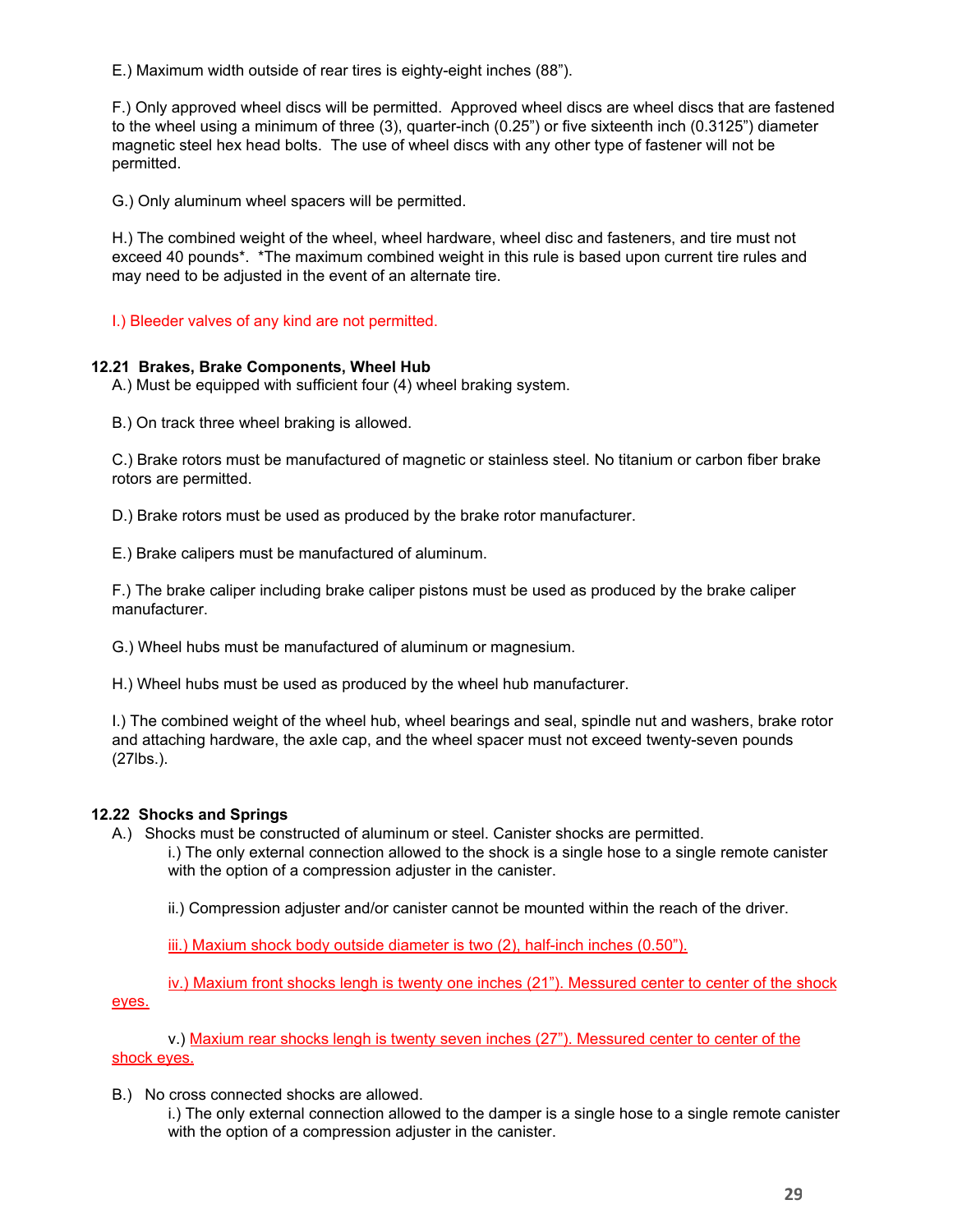E.) Maximum width outside of rear tires is eighty-eight inches (88").

F.) Only approved wheel discs will be permitted. Approved wheel discs are wheel discs that are fastened to the wheel using a minimum of three (3), quarter-inch (0.25") or five sixteenth inch (0.3125") diameter magnetic steel hex head bolts. The use of wheel discs with any other type of fastener will not be permitted.

G.) Only aluminum wheel spacers will be permitted.

H.) The combined weight of the wheel, wheel hardware, wheel disc and fasteners, and tire must not exceed 40 pounds*. *The maximum combined weight in this rule is based upon current tire rules and may need to be adjusted in the event of an alternate tire.

I.) Bleeder valves of any kind are not permitted.

**12.21 Brakes, Brake Components, Wheel Hub**

A.) Must be equipped with sufficient four (4) wheel braking system.

B.) On track three wheel braking is allowed.

C.) Brake rotors must be manufactured of magnetic or stainless steel. No titanium or carbon fiber brake rotors are permitted.

D.) Brake rotors must be used as produced by the brake rotor manufacturer.

E.) Brake calipers must be manufactured of aluminum.

F.) The brake caliper including brake caliper pistons must be used as produced by the brake caliper manufacturer.

G.) Wheel hubs must be manufactured of aluminum or magnesium.

H.) Wheel hubs must be used as produced by the wheel hub manufacturer.

I.) The combined weight of the wheel hub, wheel bearings and seal, spindle nut and washers, brake rotor and attaching hardware, the axle cap, and the wheel spacer must not exceed twenty-seven pounds (27lbs.).

**12.22 Shocks and Springs**

A.) Shocks must be constructed of aluminum or steel. Canister shocks are permitted.

i.) The only external connection allowed to the shock is a single hose to a single remote canister with the option of a compression adjuster in the canister.

ii.) Compression adjuster and/or canister cannot be mounted within the reach of the driver.

iii.) Maxium shock body outside diameter is two (2), half-inch inches (0.50").

iv.) Maxium front shocks lengh is twenty one inches (21"). Messured center to center of the shock eyes.

v.) Maxium rear shocks lengh is twenty seven inches (27"). Messured center to center of the shock eyes.

B.) No cross connected shocks are allowed.

i.) The only external connection allowed to the damper is a single hose to a single remote canister with the option of a compression adjuster in the canister.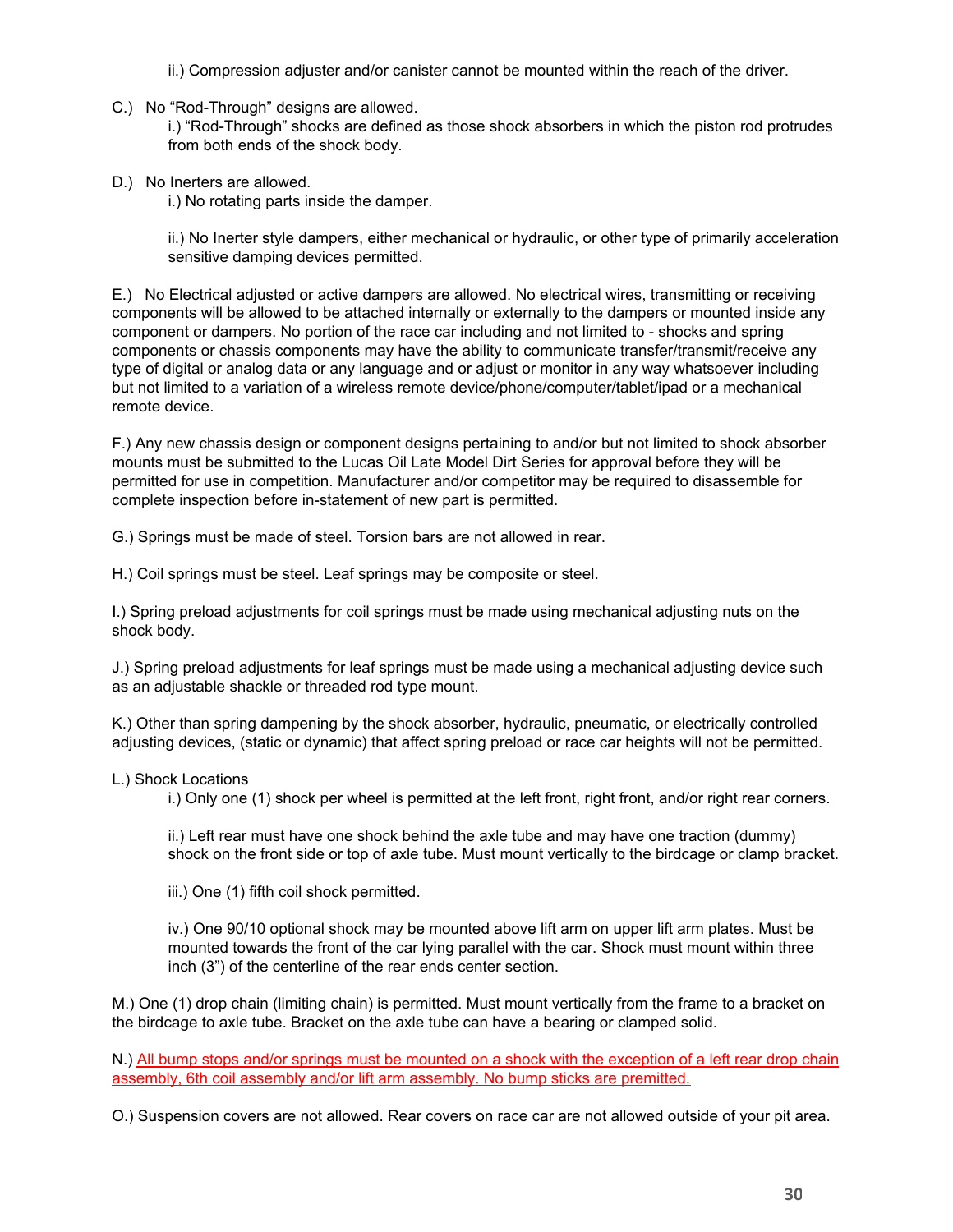ii.) Compression adjuster and/or canister cannot be mounted within the reach of the driver.

C.) No "Rod-Through" designs are allowed.

i.) "Rod-Through" shocks are defined as those shock absorbers in which the piston rod protrudes from both ends of the shock body.

D.) No Inerters are allowed.

i.) No rotating parts inside the damper.

ii.) No Inerter style dampers, either mechanical or hydraulic, or other type of primarily acceleration sensitive damping devices permitted.

E.) No Electrical adjusted or active dampers are allowed. No electrical wires, transmitting or receiving components will be allowed to be attached internally or externally to the dampers or mounted inside any component or dampers. No portion of the race car including and not limited to - shocks and spring components or chassis components may have the ability to communicate transfer/transmit/receive any type of digital or analog data or any language and or adjust or monitor in any way whatsoever including but not limited to a variation of a wireless remote device/phone/computer/tablet/ipad or a mechanical remote device.

F.) Any new chassis design or component designs pertaining to and/or but not limited to shock absorber mounts must be submitted to the Lucas Oil Late Model Dirt Series for approval before they will be permitted for use in competition. Manufacturer and/or competitor may be required to disassemble for complete inspection before in-statement of new part is permitted.

G.) Springs must be made of steel. Torsion bars are not allowed in rear.

H.) Coil springs must be steel. Leaf springs may be composite or steel.

I.) Spring preload adjustments for coil springs must be made using mechanical adjusting nuts on the shock body.

J.) Spring preload adjustments for leaf springs must be made using a mechanical adjusting device such as an adjustable shackle or threaded rod type mount.

K.) Other than spring dampening by the shock absorber, hydraulic, pneumatic, or electrically controlled adjusting devices, (static or dynamic) that affect spring preload or race car heights will not be permitted.

L.) Shock Locations

i.) Only one (1) shock per wheel is permitted at the left front, right front, and/or right rear corners.

ii.) Left rear must have one shock behind the axle tube and may have one traction (dummy) shock on the front side or top of axle tube. Must mount vertically to the birdcage or clamp bracket.

iii.) One (1) fifth coil shock permitted.

iv.) One 90/10 optional shock may be mounted above lift arm on upper lift arm plates. Must be mounted towards the front of the car lying parallel with the car. Shock must mount within three inch (3") of the centerline of the rear ends center section.

M.) One (1) drop chain (limiting chain) is permitted. Must mount vertically from the frame to a bracket on the birdcage to axle tube. Bracket on the axle tube can have a bearing or clamped solid.

N.) All bump stops and/or springs must be mounted on a shock with the exception of a left rear drop chain assembly, 6th coil assembly and/or lift arm assembly. No bump sticks are premitted.

O.) Suspension covers are not allowed. Rear covers on race car are not allowed outside of your pit area.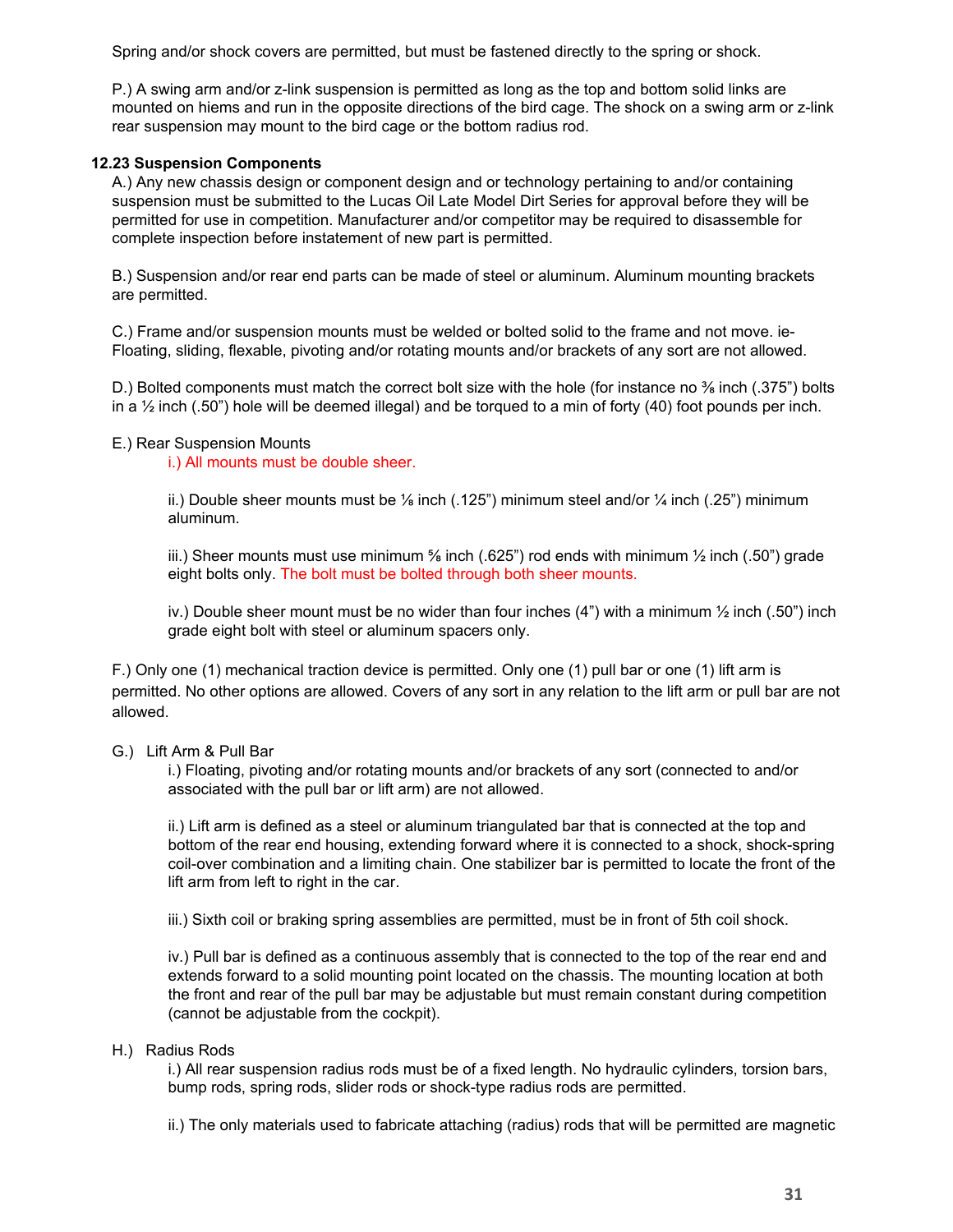Spring and/or shock covers are permitted, but must be fastened directly to the spring or shock.

P.) A swing arm and/or z-link suspension is permitted as long as the top and bottom solid links are mounted on hiems and run in the opposite directions of the bird cage. The shock on a swing arm or z-link rear suspension may mount to the bird cage or the bottom radius rod.

**12.23 Suspension Components**

A.) Any new chassis design or component design and or technology pertaining to and/or containing suspension must be submitted to the Lucas Oil Late Model Dirt Series for approval before they will be permitted for use in competition. Manufacturer and/or competitor may be required to disassemble for complete inspection before instatement of new part is permitted.

B.) Suspension and/or rear end parts can be made of steel or aluminum. Aluminum mounting brackets are permitted.

C.) Frame and/or suspension mounts must be welded or bolted solid to the frame and not move. ie- Floating, sliding, flexable, pivoting and/or rotating mounts and/or brackets of any sort are not allowed.

D.) Bolted components must match the correct bolt size with the hole (for instance no ⅜ inch (.375") bolts in a ½ inch (.50") hole will be deemed illegal) and be torqued to a min of forty (40) foot pounds per inch.

E.) Rear Suspension Mounts

i.) All mounts must be double sheer.

ii.) Double sheer mounts must be ⅛ inch (.125") minimum steel and/or ¼ inch (.25") minimum aluminum.

iii.) Sheer mounts must use minimum ⅝ inch (.625") rod ends with minimum ½ inch (.50") grade eight bolts only. The bolt must be bolted through both sheer mounts.

iv.) Double sheer mount must be no wider than four inches (4") with a minimum ½ inch (.50") inch grade eight bolt with steel or aluminum spacers only.

F.) Only one (1) mechanical traction device is permitted. Only one (1) pull bar or one (1) lift arm is permitted. No other options are allowed. Covers of any sort in any relation to the lift arm or pull bar are not allowed.

G.) Lift Arm & Pull Bar

i.) Floating, pivoting and/or rotating mounts and/or brackets of any sort (connected to and/or associated with the pull bar or lift arm) are not allowed.

ii.) Lift arm is defined as a steel or aluminum triangulated bar that is connected at the top and bottom of the rear end housing, extending forward where it is connected to a shock, shock-spring coil-over combination and a limiting chain. One stabilizer bar is permitted to locate the front of the lift arm from left to right in the car.

iii.) Sixth coil or braking spring assemblies are permitted, must be in front of 5th coil shock.

iv.) Pull bar is defined as a continuous assembly that is connected to the top of the rear end and extends forward to a solid mounting point located on the chassis. The mounting location at both the front and rear of the pull bar may be adjustable but must remain constant during competition (cannot be adjustable from the cockpit).

H.) Radius Rods

i.) All rear suspension radius rods must be of a fixed length. No hydraulic cylinders, torsion bars, bump rods, spring rods, slider rods or shock-type radius rods are permitted.

ii.) The only materials used to fabricate attaching (radius) rods that will be permitted are magnetic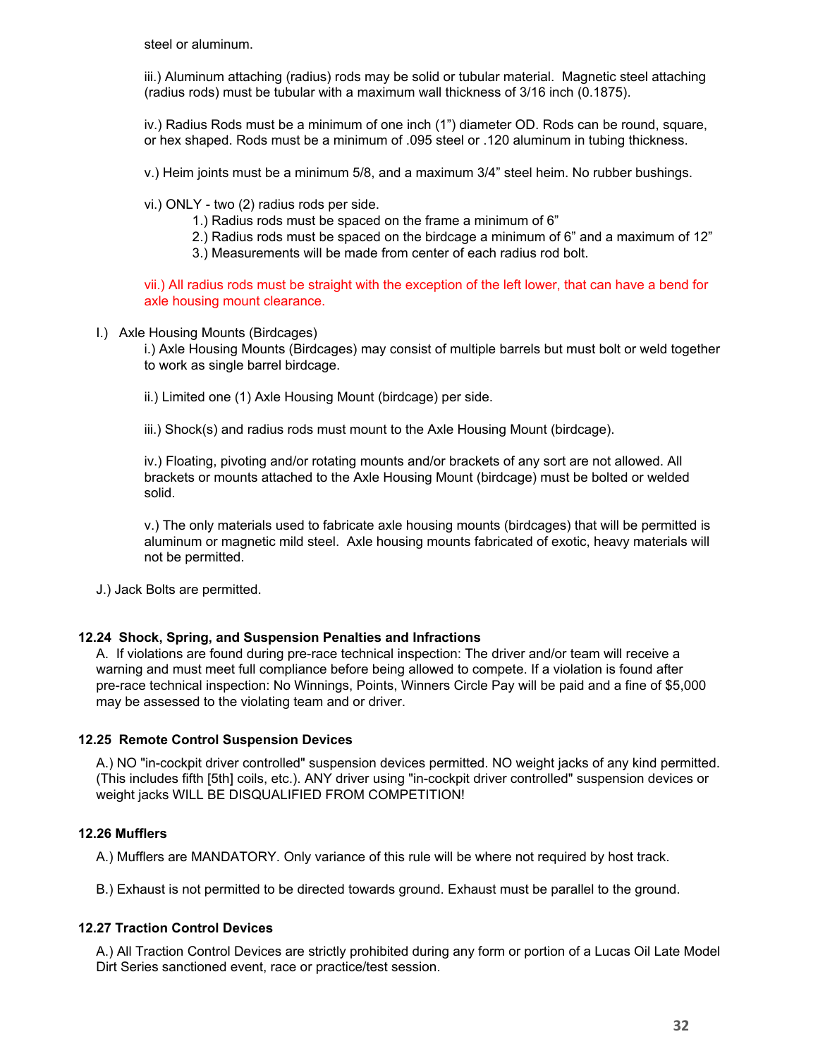steel or aluminum.

iii.) Aluminum attaching (radius) rods may be solid or tubular material. Magnetic steel attaching (radius rods) must be tubular with a maximum wall thickness of 3/16 inch (0.1875).

iv.) Radius Rods must be a minimum of one inch (1") diameter OD. Rods can be round, square, or hex shaped. Rods must be a minimum of .095 steel or .120 aluminum in tubing thickness.

v.) Heim joints must be a minimum 5/8, and a maximum 3/4" steel heim. No rubber bushings.

vi.) ONLY - two (2) radius rods per side.

1.) Radius rods must be spaced on the frame a minimum of 6"
2.) Radius rods must be spaced on the birdcage a minimum of 6" and a maximum of 12"
3.) Measurements will be made from center of each radius rod bolt.

vii.) All radius rods must be straight with the exception of the left lower, that can have a bend for axle housing mount clearance.

I.) Axle Housing Mounts (Birdcages)

i.) Axle Housing Mounts (Birdcages) may consist of multiple barrels but must bolt or weld together to work as single barrel birdcage.

ii.) Limited one (1) Axle Housing Mount (birdcage) per side.

iii.) Shock(s) and radius rods must mount to the Axle Housing Mount (birdcage).

iv.) Floating, pivoting and/or rotating mounts and/or brackets of any sort are not allowed. All brackets or mounts attached to the Axle Housing Mount (birdcage) must be bolted or welded solid.

v.) The only materials used to fabricate axle housing mounts (birdcages) that will be permitted is aluminum or magnetic mild steel. Axle housing mounts fabricated of exotic, heavy materials will not be permitted.

J.) Jack Bolts are permitted.

### 12.24 Shock, Spring, and Suspension Penalties and Infractions

A. If violations are found during pre-race technical inspection: The driver and/or team will receive a warning and must meet full compliance before being allowed to compete. If a violation is found after pre-race technical inspection: No Winnings, Points, Winners Circle Pay will be paid and a fine of $5,000 may be assessed to the violating team and or driver.

### 12.25 Remote Control Suspension Devices

A.) NO "in-cockpit driver controlled" suspension devices permitted. NO weight jacks of any kind permitted. (This includes fifth [5th] coils, etc.). ANY driver using "in-cockpit driver controlled" suspension devices or weight jacks WILL BE DISQUALIFIED FROM COMPETITION!

### 12.26 Mufflers

A.) Mufflers are MANDATORY. Only variance of this rule will be where not required by host track.

B.) Exhaust is not permitted to be directed towards ground. Exhaust must be parallel to the ground.

### 12.27 Traction Control Devices

A.) All Traction Control Devices are strictly prohibited during any form or portion of a Lucas Oil Late Model Dirt Series sanctioned event, race or practice/test session.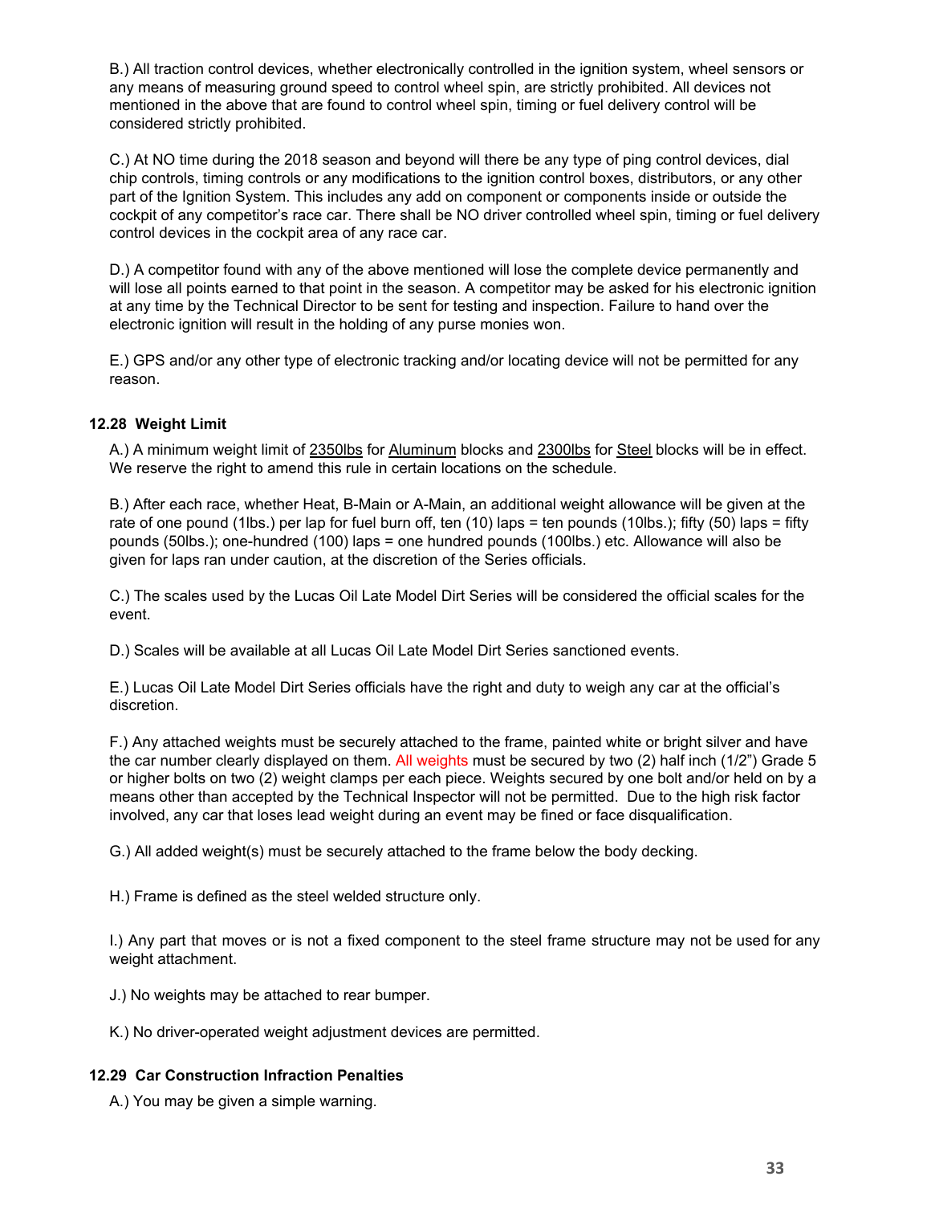B.) All traction control devices, whether electronically controlled in the ignition system, wheel sensors or any means of measuring ground speed to control wheel spin, are strictly prohibited. All devices not mentioned in the above that are found to control wheel spin, timing or fuel delivery control will be considered strictly prohibited.

C.) At NO time during the 2018 season and beyond will there be any type of ping control devices, dial chip controls, timing controls or any modifications to the ignition control boxes, distributors, or any other part of the Ignition System. This includes any add on component or components inside or outside the cockpit of any competitor's race car. There shall be NO driver controlled wheel spin, timing or fuel delivery control devices in the cockpit area of any race car.

D.) A competitor found with any of the above mentioned will lose the complete device permanently and will lose all points earned to that point in the season. A competitor may be asked for his electronic ignition at any time by the Technical Director to be sent for testing and inspection. Failure to hand over the electronic ignition will result in the holding of any purse monies won.

E.) GPS and/or any other type of electronic tracking and/or locating device will not be permitted for any reason.

### 12.28 Weight Limit

A.) A minimum weight limit of <u>2350lbs</u> for <u>Aluminum</u> blocks and <u>2300lbs</u> for <u>Steel</u> blocks will be in effect. We reserve the right to amend this rule in certain locations on the schedule.

B.) After each race, whether Heat, B-Main or A-Main, an additional weight allowance will be given at the rate of one pound (1lbs.) per lap for fuel burn off, ten (10) laps = ten pounds (10lbs.); fifty (50) laps = fifty pounds (50lbs.); one-hundred (100) laps = one hundred pounds (100lbs.) etc. Allowance will also be given for laps ran under caution, at the discretion of the Series officials.

C.) The scales used by the Lucas Oil Late Model Dirt Series will be considered the official scales for the event.

D.) Scales will be available at all Lucas Oil Late Model Dirt Series sanctioned events.

E.) Lucas Oil Late Model Dirt Series officials have the right and duty to weigh any car at the official's discretion.

F.) Any attached weights must be securely attached to the frame, painted white or bright silver and have the car number clearly displayed on them. All weights must be secured by two (2) half inch (1/2") Grade 5 or higher bolts on two (2) weight clamps per each piece. Weights secured by one bolt and/or held on by a means other than accepted by the Technical Inspector will not be permitted. Due to the high risk factor involved, any car that loses lead weight during an event may be fined or face disqualification.

G.) All added weight(s) must be securely attached to the frame below the body decking.

H.) Frame is defined as the steel welded structure only.

I.) Any part that moves or is not a fixed component to the steel frame structure may not be used for any weight attachment.

J.) No weights may be attached to rear bumper.

K.) No driver-operated weight adjustment devices are permitted.

### 12.29 Car Construction Infraction Penalties

A.) You may be given a simple warning.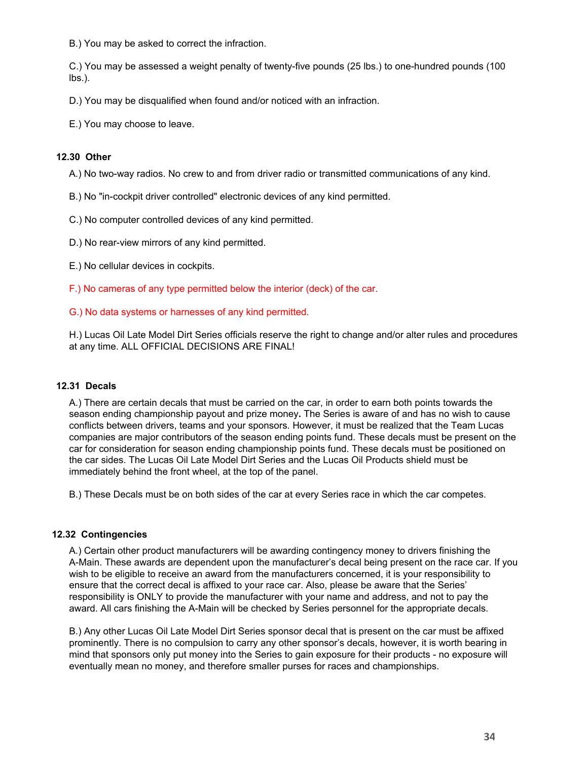B.) You may be asked to correct the infraction.

C.) You may be assessed a weight penalty of twenty-five pounds (25 lbs.) to one-hundred pounds (100 lbs.).

D.) You may be disqualified when found and/or noticed with an infraction.

E.) You may choose to leave.

### 12.30 Other

A.) No two-way radios. No crew to and from driver radio or transmitted communications of any kind.

B.) No "in-cockpit driver controlled" electronic devices of any kind permitted.

C.) No computer controlled devices of any kind permitted.

D.) No rear-view mirrors of any kind permitted.

E.) No cellular devices in cockpits.

F.) No cameras of any type permitted below the interior (deck) of the car.

G.) No data systems or harnesses of any kind permitted.

H.) Lucas Oil Late Model Dirt Series officials reserve the right to change and/or alter rules and procedures at any time. ALL OFFICIAL DECISIONS ARE FINAL!

### 12.31 Decals

A.) There are certain decals that must be carried on the car, in order to earn both points towards the season ending championship payout and prize money**.** The Series is aware of and has no wish to cause conflicts between drivers, teams and your sponsors. However, it must be realized that the Team Lucas companies are major contributors of the season ending points fund. These decals must be present on the car for consideration for season ending championship points fund. These decals must be positioned on the car sides. The Lucas Oil Late Model Dirt Series and the Lucas Oil Products shield must be immediately behind the front wheel, at the top of the panel.

B.) These Decals must be on both sides of the car at every Series race in which the car competes.

### 12.32 Contingencies

A.) Certain other product manufacturers will be awarding contingency money to drivers finishing the A-Main. These awards are dependent upon the manufacturer's decal being present on the race car. If you wish to be eligible to receive an award from the manufacturers concerned, it is your responsibility to ensure that the correct decal is affixed to your race car. Also, please be aware that the Series' responsibility is ONLY to provide the manufacturer with your name and address, and not to pay the award. All cars finishing the A-Main will be checked by Series personnel for the appropriate decals.

B.) Any other Lucas Oil Late Model Dirt Series sponsor decal that is present on the car must be affixed prominently. There is no compulsion to carry any other sponsor's decals, however, it is worth bearing in mind that sponsors only put money into the Series to gain exposure for their products - no exposure will eventually mean no money, and therefore smaller purses for races and championships.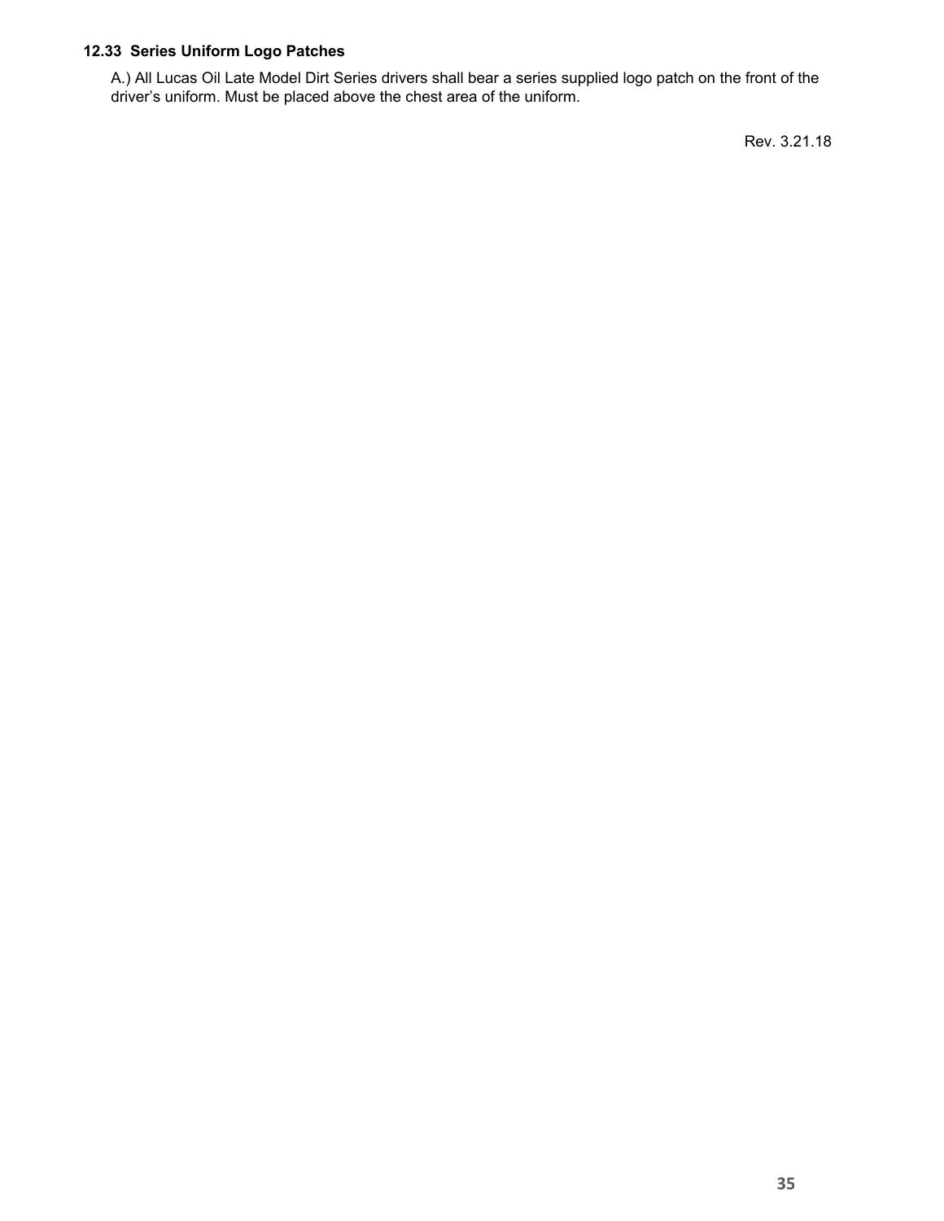**12.33 Series Uniform Logo Patches**

A.) All Lucas Oil Late Model Dirt Series drivers shall bear a series supplied logo patch on the front of the driver's uniform. Must be placed above the chest area of the uniform.

Rev. 3.21.18